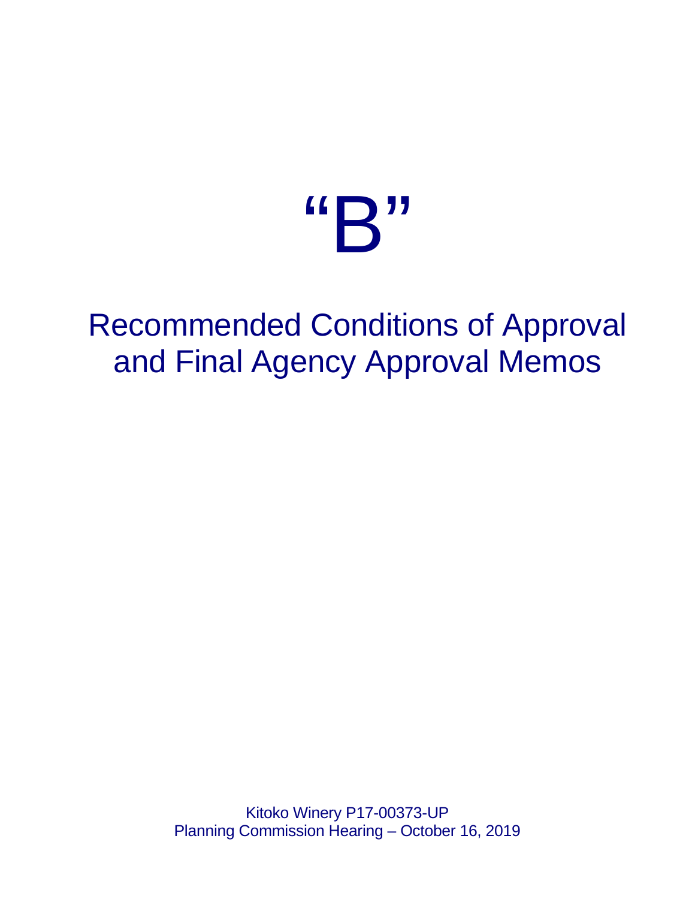# "B"

## Recommended Conditions of Approval and Final Agency Approval Memos

Kitoko Winery P17-00373-UP
Planning Commission Hearing – October 16, 2019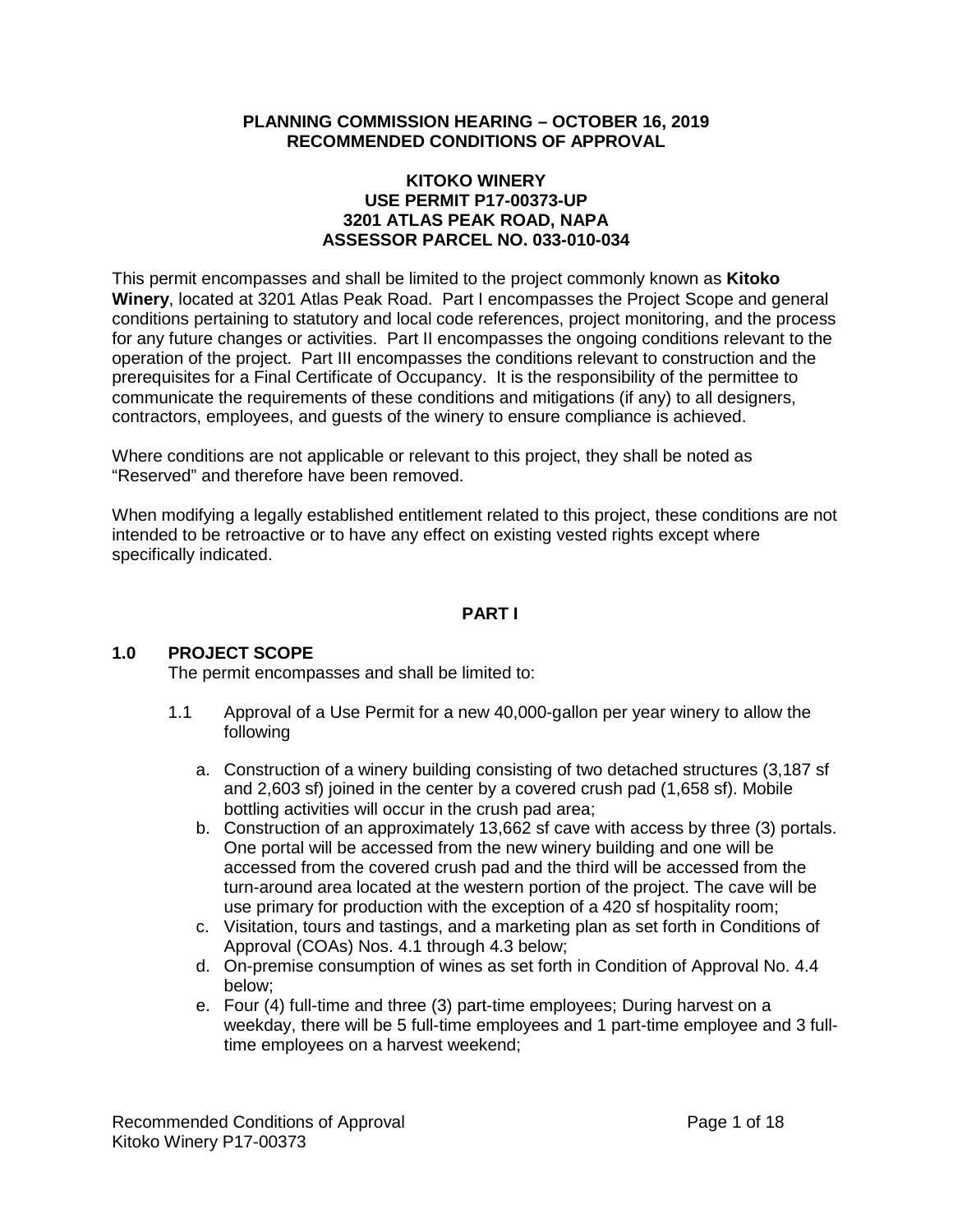**PLANNING COMMISSION HEARING – OCTOBER 16, 2019**
**RECOMMENDED CONDITIONS OF APPROVAL**

**KITOKO WINERY**
**USE PERMIT P17-00373-UP**
**3201 ATLAS PEAK ROAD, NAPA**
**ASSESSOR PARCEL NO. 033-010-034**

This permit encompasses and shall be limited to the project commonly known as **Kitoko Winery**, located at 3201 Atlas Peak Road. Part I encompasses the Project Scope and general conditions pertaining to statutory and local code references, project monitoring, and the process for any future changes or activities. Part II encompasses the ongoing conditions relevant to the operation of the project. Part III encompasses the conditions relevant to construction and the prerequisites for a Final Certificate of Occupancy. It is the responsibility of the permittee to communicate the requirements of these conditions and mitigations (if any) to all designers, contractors, employees, and guests of the winery to ensure compliance is achieved.

Where conditions are not applicable or relevant to this project, they shall be noted as "Reserved" and therefore have been removed.

When modifying a legally established entitlement related to this project, these conditions are not intended to be retroactive or to have any effect on existing vested rights except where specifically indicated.

## PART I

### 1.0 PROJECT SCOPE

The permit encompasses and shall be limited to:

1.1 Approval of a Use Permit for a new 40,000-gallon per year winery to allow the following

a. Construction of a winery building consisting of two detached structures (3,187 sf and 2,603 sf) joined in the center by a covered crush pad (1,658 sf). Mobile bottling activities will occur in the crush pad area;

b. Construction of an approximately 13,662 sf cave with access by three (3) portals. One portal will be accessed from the new winery building and one will be accessed from the covered crush pad and the third will be accessed from the turn-around area located at the western portion of the project. The cave will be use primary for production with the exception of a 420 sf hospitality room;

c. Visitation, tours and tastings, and a marketing plan as set forth in Conditions of Approval (COAs) Nos. 4.1 through 4.3 below;

d. On-premise consumption of wines as set forth in Condition of Approval No. 4.4 below;

e. Four (4) full-time and three (3) part-time employees; During harvest on a weekday, there will be 5 full-time employees and 1 part-time employee and 3 full-time employees on a harvest weekend;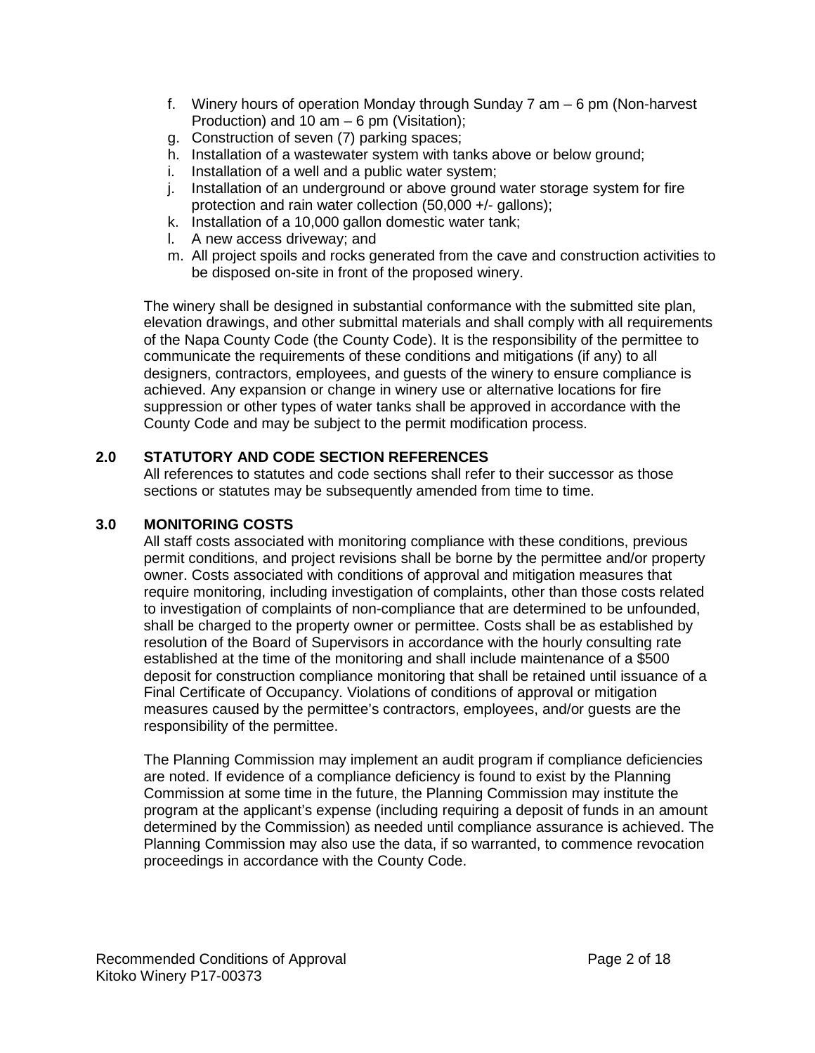f. Winery hours of operation Monday through Sunday 7 am – 6 pm (Non-harvest Production) and 10 am – 6 pm (Visitation);
g. Construction of seven (7) parking spaces;
h. Installation of a wastewater system with tanks above or below ground;
i. Installation of a well and a public water system;
j. Installation of an underground or above ground water storage system for fire protection and rain water collection (50,000 +/- gallons);
k. Installation of a 10,000 gallon domestic water tank;
l. A new access driveway; and
m. All project spoils and rocks generated from the cave and construction activities to be disposed on-site in front of the proposed winery.

The winery shall be designed in substantial conformance with the submitted site plan, elevation drawings, and other submittal materials and shall comply with all requirements of the Napa County Code (the County Code). It is the responsibility of the permittee to communicate the requirements of these conditions and mitigations (if any) to all designers, contractors, employees, and guests of the winery to ensure compliance is achieved. Any expansion or change in winery use or alternative locations for fire suppression or other types of water tanks shall be approved in accordance with the County Code and may be subject to the permit modification process.

## 2.0 STATUTORY AND CODE SECTION REFERENCES

All references to statutes and code sections shall refer to their successor as those sections or statutes may be subsequently amended from time to time.

## 3.0 MONITORING COSTS

All staff costs associated with monitoring compliance with these conditions, previous permit conditions, and project revisions shall be borne by the permittee and/or property owner. Costs associated with conditions of approval and mitigation measures that require monitoring, including investigation of complaints, other than those costs related to investigation of complaints of non-compliance that are determined to be unfounded, shall be charged to the property owner or permittee. Costs shall be as established by resolution of the Board of Supervisors in accordance with the hourly consulting rate established at the time of the monitoring and shall include maintenance of a $500 deposit for construction compliance monitoring that shall be retained until issuance of a Final Certificate of Occupancy. Violations of conditions of approval or mitigation measures caused by the permittee's contractors, employees, and/or guests are the responsibility of the permittee.

The Planning Commission may implement an audit program if compliance deficiencies are noted. If evidence of a compliance deficiency is found to exist by the Planning Commission at some time in the future, the Planning Commission may institute the program at the applicant's expense (including requiring a deposit of funds in an amount determined by the Commission) as needed until compliance assurance is achieved. The Planning Commission may also use the data, if so warranted, to commence revocation proceedings in accordance with the County Code.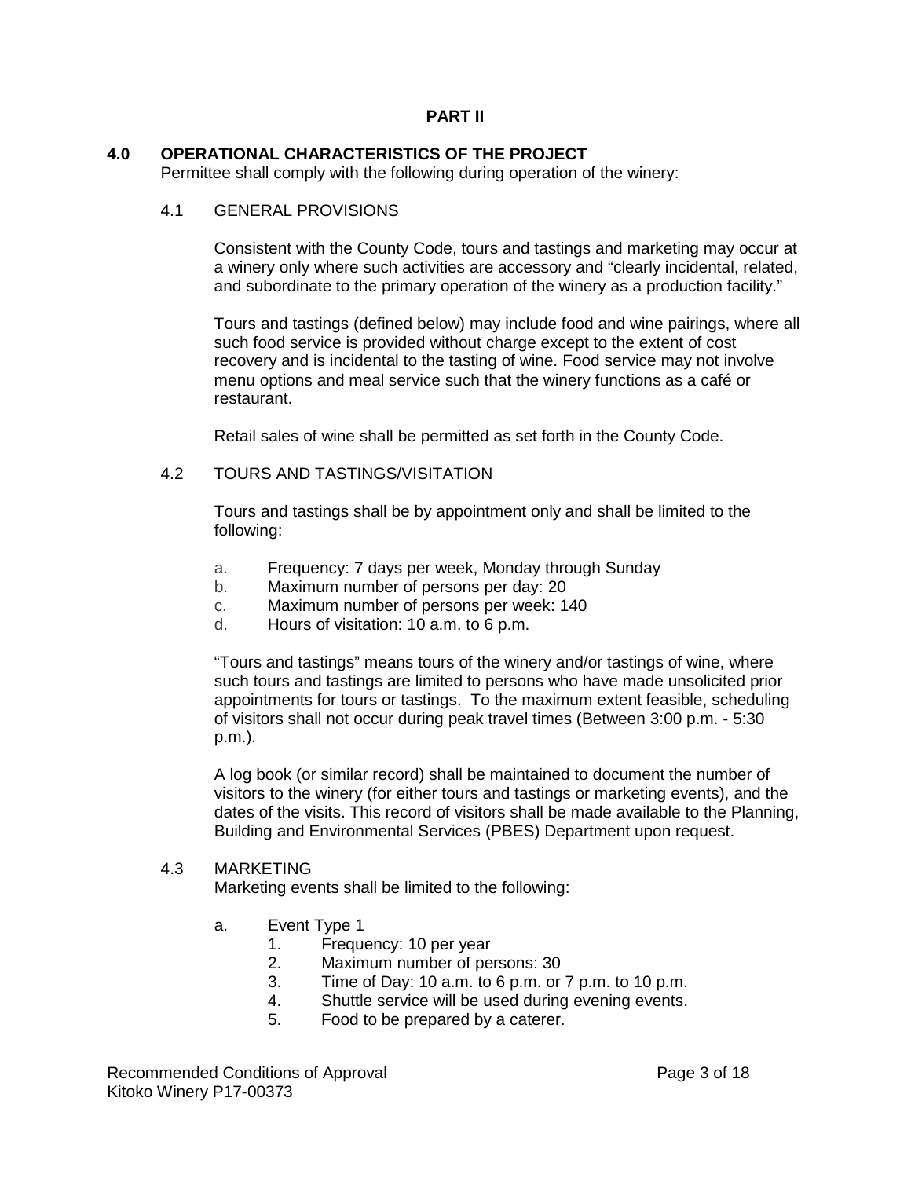**PART II**

## 4.0 OPERATIONAL CHARACTERISTICS OF THE PROJECT

Permittee shall comply with the following during operation of the winery:

### 4.1 GENERAL PROVISIONS

Consistent with the County Code, tours and tastings and marketing may occur at a winery only where such activities are accessory and "clearly incidental, related, and subordinate to the primary operation of the winery as a production facility."

Tours and tastings (defined below) may include food and wine pairings, where all such food service is provided without charge except to the extent of cost recovery and is incidental to the tasting of wine. Food service may not involve menu options and meal service such that the winery functions as a café or restaurant.

Retail sales of wine shall be permitted as set forth in the County Code.

### 4.2 TOURS AND TASTINGS/VISITATION

Tours and tastings shall be by appointment only and shall be limited to the following:

a. Frequency: 7 days per week, Monday through Sunday
b. Maximum number of persons per day: 20
c. Maximum number of persons per week: 140
d. Hours of visitation: 10 a.m. to 6 p.m.

"Tours and tastings" means tours of the winery and/or tastings of wine, where such tours and tastings are limited to persons who have made unsolicited prior appointments for tours or tastings. To the maximum extent feasible, scheduling of visitors shall not occur during peak travel times (Between 3:00 p.m. - 5:30 p.m.).

A log book (or similar record) shall be maintained to document the number of visitors to the winery (for either tours and tastings or marketing events), and the dates of the visits. This record of visitors shall be made available to the Planning, Building and Environmental Services (PBES) Department upon request.

### 4.3 MARKETING

Marketing events shall be limited to the following:

a. Event Type 1
   1. Frequency: 10 per year
   2. Maximum number of persons: 30
   3. Time of Day: 10 a.m. to 6 p.m. or 7 p.m. to 10 p.m.
   4. Shuttle service will be used during evening events.
   5. Food to be prepared by a caterer.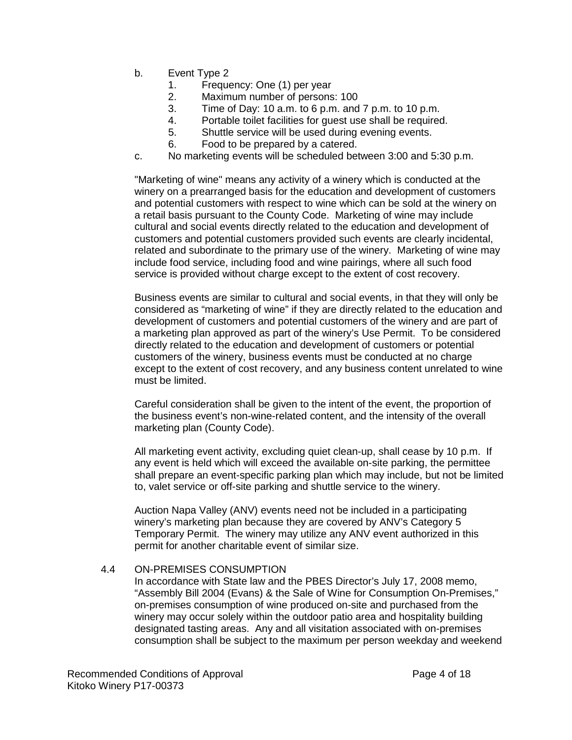b. Event Type 2
   1. Frequency: One (1) per year
   2. Maximum number of persons: 100
   3. Time of Day: 10 a.m. to 6 p.m. and 7 p.m. to 10 p.m.
   4. Portable toilet facilities for guest use shall be required.
   5. Shuttle service will be used during evening events.
   6. Food to be prepared by a catered.

c. No marketing events will be scheduled between 3:00 and 5:30 p.m.

"Marketing of wine" means any activity of a winery which is conducted at the winery on a prearranged basis for the education and development of customers and potential customers with respect to wine which can be sold at the winery on a retail basis pursuant to the County Code. Marketing of wine may include cultural and social events directly related to the education and development of customers and potential customers provided such events are clearly incidental, related and subordinate to the primary use of the winery. Marketing of wine may include food service, including food and wine pairings, where all such food service is provided without charge except to the extent of cost recovery.

Business events are similar to cultural and social events, in that they will only be considered as "marketing of wine" if they are directly related to the education and development of customers and potential customers of the winery and are part of a marketing plan approved as part of the winery's Use Permit. To be considered directly related to the education and development of customers or potential customers of the winery, business events must be conducted at no charge except to the extent of cost recovery, and any business content unrelated to wine must be limited.

Careful consideration shall be given to the intent of the event, the proportion of the business event's non-wine-related content, and the intensity of the overall marketing plan (County Code).

All marketing event activity, excluding quiet clean-up, shall cease by 10 p.m. If any event is held which will exceed the available on-site parking, the permittee shall prepare an event-specific parking plan which may include, but not be limited to, valet service or off-site parking and shuttle service to the winery.

Auction Napa Valley (ANV) events need not be included in a participating winery's marketing plan because they are covered by ANV's Category 5 Temporary Permit. The winery may utilize any ANV event authorized in this permit for another charitable event of similar size.

4.4 ON-PREMISES CONSUMPTION

In accordance with State law and the PBES Director's July 17, 2008 memo, "Assembly Bill 2004 (Evans) & the Sale of Wine for Consumption On-Premises," on-premises consumption of wine produced on-site and purchased from the winery may occur solely within the outdoor patio area and hospitality building designated tasting areas. Any and all visitation associated with on-premises consumption shall be subject to the maximum per person weekday and weekend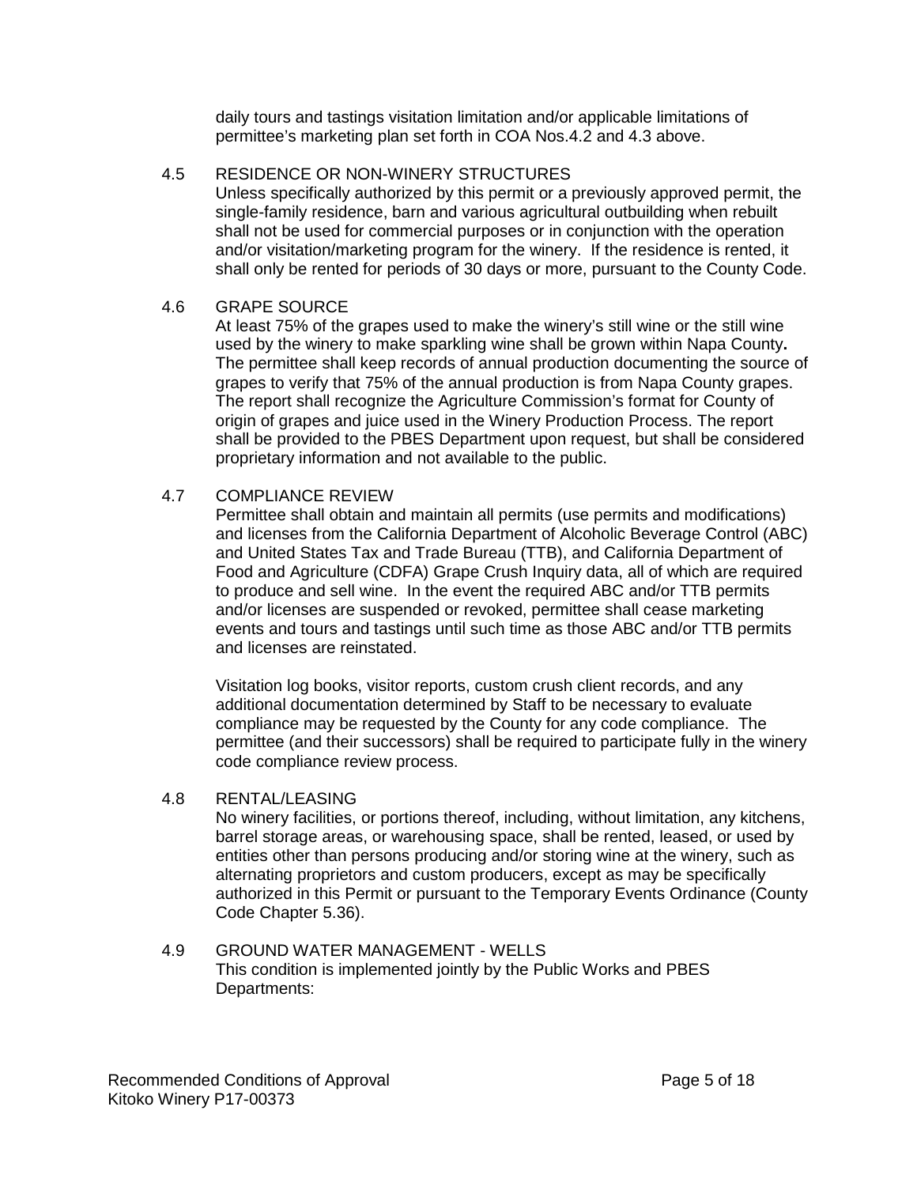daily tours and tastings visitation limitation and/or applicable limitations of permittee's marketing plan set forth in COA Nos.4.2 and 4.3 above.

4.5 RESIDENCE OR NON-WINERY STRUCTURES

Unless specifically authorized by this permit or a previously approved permit, the single-family residence, barn and various agricultural outbuilding when rebuilt shall not be used for commercial purposes or in conjunction with the operation and/or visitation/marketing program for the winery. If the residence is rented, it shall only be rented for periods of 30 days or more, pursuant to the County Code.

4.6 GRAPE SOURCE

At least 75% of the grapes used to make the winery's still wine or the still wine used by the winery to make sparkling wine shall be grown within Napa County**.** The permittee shall keep records of annual production documenting the source of grapes to verify that 75% of the annual production is from Napa County grapes. The report shall recognize the Agriculture Commission's format for County of origin of grapes and juice used in the Winery Production Process. The report shall be provided to the PBES Department upon request, but shall be considered proprietary information and not available to the public.

4.7 COMPLIANCE REVIEW

Permittee shall obtain and maintain all permits (use permits and modifications) and licenses from the California Department of Alcoholic Beverage Control (ABC) and United States Tax and Trade Bureau (TTB), and California Department of Food and Agriculture (CDFA) Grape Crush Inquiry data, all of which are required to produce and sell wine. In the event the required ABC and/or TTB permits and/or licenses are suspended or revoked, permittee shall cease marketing events and tours and tastings until such time as those ABC and/or TTB permits and licenses are reinstated.

Visitation log books, visitor reports, custom crush client records, and any additional documentation determined by Staff to be necessary to evaluate compliance may be requested by the County for any code compliance. The permittee (and their successors) shall be required to participate fully in the winery code compliance review process.

4.8 RENTAL/LEASING

No winery facilities, or portions thereof, including, without limitation, any kitchens, barrel storage areas, or warehousing space, shall be rented, leased, or used by entities other than persons producing and/or storing wine at the winery, such as alternating proprietors and custom producers, except as may be specifically authorized in this Permit or pursuant to the Temporary Events Ordinance (County Code Chapter 5.36).

4.9 GROUND WATER MANAGEMENT - WELLS

This condition is implemented jointly by the Public Works and PBES Departments: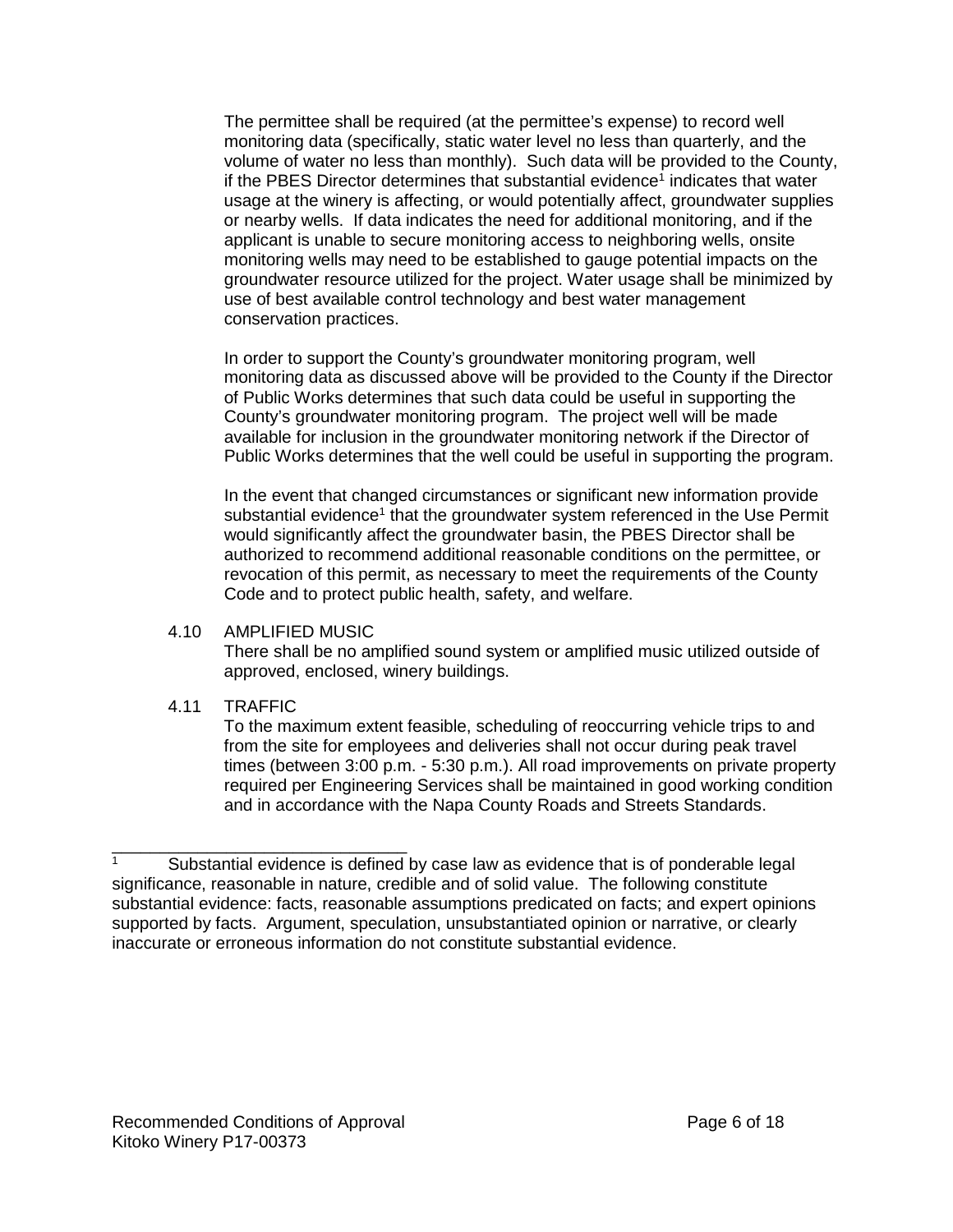The permittee shall be required (at the permittee's expense) to record well monitoring data (specifically, static water level no less than quarterly, and the volume of water no less than monthly). Such data will be provided to the County, if the PBES Director determines that substantial evidence[1] indicates that water usage at the winery is affecting, or would potentially affect, groundwater supplies or nearby wells. If data indicates the need for additional monitoring, and if the applicant is unable to secure monitoring access to neighboring wells, onsite monitoring wells may need to be established to gauge potential impacts on the groundwater resource utilized for the project. Water usage shall be minimized by use of best available control technology and best water management conservation practices.

In order to support the County's groundwater monitoring program, well monitoring data as discussed above will be provided to the County if the Director of Public Works determines that such data could be useful in supporting the County's groundwater monitoring program. The project well will be made available for inclusion in the groundwater monitoring network if the Director of Public Works determines that the well could be useful in supporting the program.

In the event that changed circumstances or significant new information provide substantial evidence[1] that the groundwater system referenced in the Use Permit would significantly affect the groundwater basin, the PBES Director shall be authorized to recommend additional reasonable conditions on the permittee, or revocation of this permit, as necessary to meet the requirements of the County Code and to protect public health, safety, and welfare.

4.10 AMPLIFIED MUSIC

There shall be no amplified sound system or amplified music utilized outside of approved, enclosed, winery buildings.

4.11 TRAFFIC

To the maximum extent feasible, scheduling of reoccurring vehicle trips to and from the site for employees and deliveries shall not occur during peak travel times (between 3:00 p.m. - 5:30 p.m.). All road improvements on private property required per Engineering Services shall be maintained in good working condition and in accordance with the Napa County Roads and Streets Standards.

---

[1] Substantial evidence is defined by case law as evidence that is of ponderable legal significance, reasonable in nature, credible and of solid value. The following constitute substantial evidence: facts, reasonable assumptions predicated on facts; and expert opinions supported by facts. Argument, speculation, unsubstantiated opinion or narrative, or clearly inaccurate or erroneous information do not constitute substantial evidence.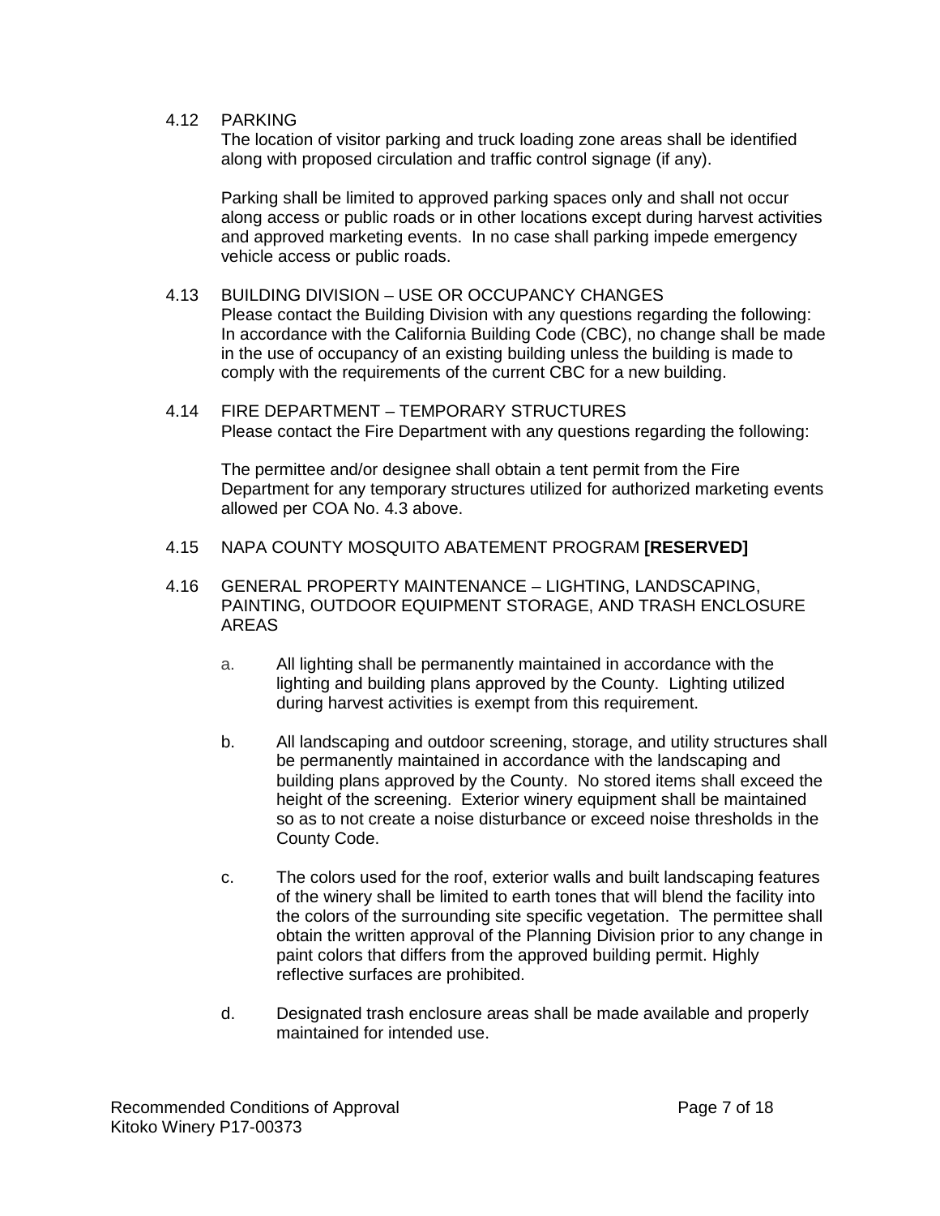4.12 PARKING

The location of visitor parking and truck loading zone areas shall be identified along with proposed circulation and traffic control signage (if any).

Parking shall be limited to approved parking spaces only and shall not occur along access or public roads or in other locations except during harvest activities and approved marketing events. In no case shall parking impede emergency vehicle access or public roads.

4.13 BUILDING DIVISION – USE OR OCCUPANCY CHANGES

Please contact the Building Division with any questions regarding the following: In accordance with the California Building Code (CBC), no change shall be made in the use of occupancy of an existing building unless the building is made to comply with the requirements of the current CBC for a new building.

4.14 FIRE DEPARTMENT – TEMPORARY STRUCTURES

Please contact the Fire Department with any questions regarding the following:

The permittee and/or designee shall obtain a tent permit from the Fire Department for any temporary structures utilized for authorized marketing events allowed per COA No. 4.3 above.

4.15 NAPA COUNTY MOSQUITO ABATEMENT PROGRAM **[RESERVED]**

4.16 GENERAL PROPERTY MAINTENANCE – LIGHTING, LANDSCAPING, PAINTING, OUTDOOR EQUIPMENT STORAGE, AND TRASH ENCLOSURE AREAS

a. All lighting shall be permanently maintained in accordance with the lighting and building plans approved by the County. Lighting utilized during harvest activities is exempt from this requirement.

b. All landscaping and outdoor screening, storage, and utility structures shall be permanently maintained in accordance with the landscaping and building plans approved by the County. No stored items shall exceed the height of the screening. Exterior winery equipment shall be maintained so as to not create a noise disturbance or exceed noise thresholds in the County Code.

c. The colors used for the roof, exterior walls and built landscaping features of the winery shall be limited to earth tones that will blend the facility into the colors of the surrounding site specific vegetation. The permittee shall obtain the written approval of the Planning Division prior to any change in paint colors that differs from the approved building permit. Highly reflective surfaces are prohibited.

d. Designated trash enclosure areas shall be made available and properly maintained for intended use.

Recommended Conditions of Approval
Kitoko Winery P17-00373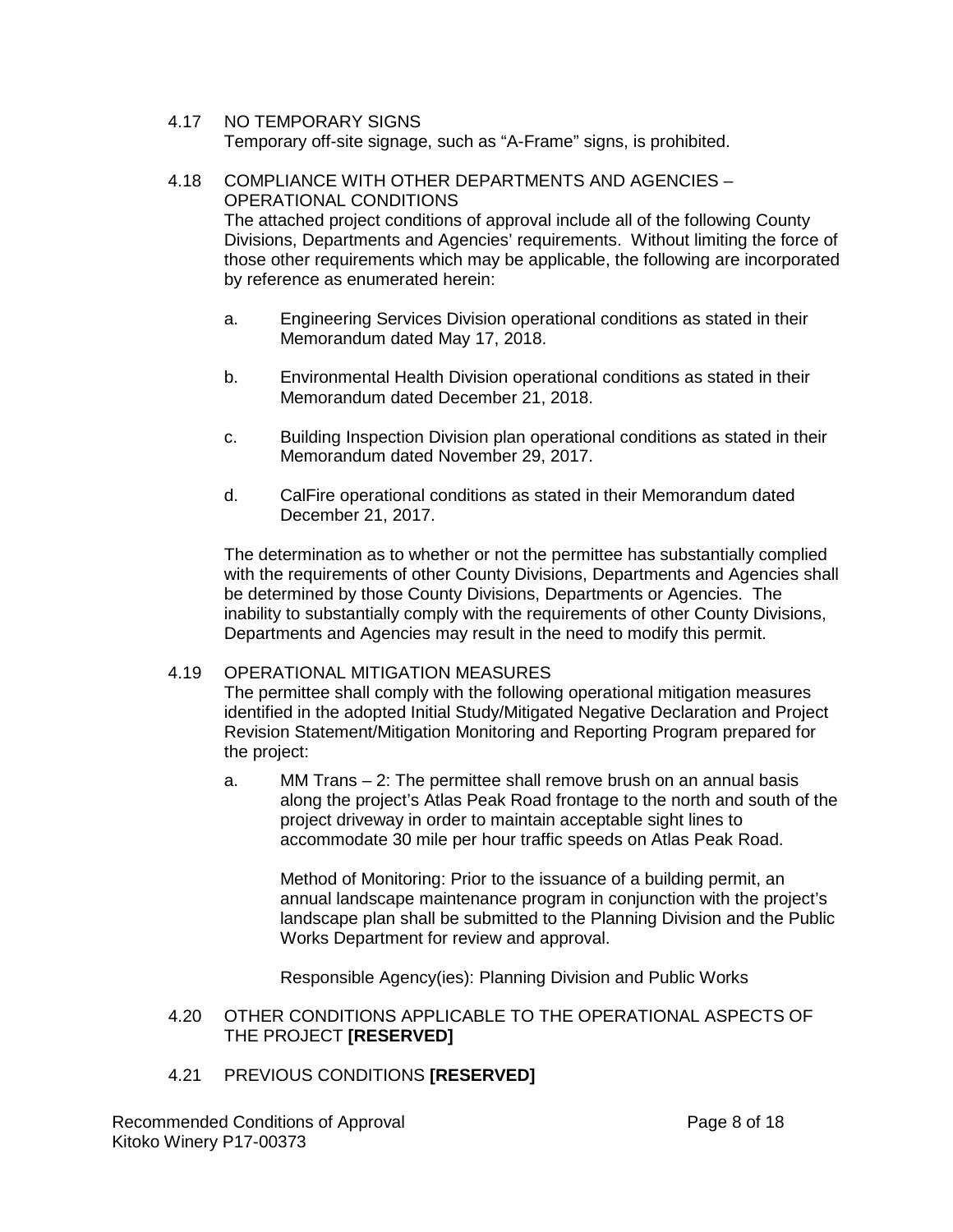4.17 NO TEMPORARY SIGNS

Temporary off-site signage, such as "A-Frame" signs, is prohibited.

4.18 COMPLIANCE WITH OTHER DEPARTMENTS AND AGENCIES – OPERATIONAL CONDITIONS

The attached project conditions of approval include all of the following County Divisions, Departments and Agencies' requirements. Without limiting the force of those other requirements which may be applicable, the following are incorporated by reference as enumerated herein:

a. Engineering Services Division operational conditions as stated in their Memorandum dated May 17, 2018.

b. Environmental Health Division operational conditions as stated in their Memorandum dated December 21, 2018.

c. Building Inspection Division plan operational conditions as stated in their Memorandum dated November 29, 2017.

d. CalFire operational conditions as stated in their Memorandum dated December 21, 2017.

The determination as to whether or not the permittee has substantially complied with the requirements of other County Divisions, Departments and Agencies shall be determined by those County Divisions, Departments or Agencies. The inability to substantially comply with the requirements of other County Divisions, Departments and Agencies may result in the need to modify this permit.

4.19 OPERATIONAL MITIGATION MEASURES

The permittee shall comply with the following operational mitigation measures identified in the adopted Initial Study/Mitigated Negative Declaration and Project Revision Statement/Mitigation Monitoring and Reporting Program prepared for the project:

a. MM Trans – 2: The permittee shall remove brush on an annual basis along the project's Atlas Peak Road frontage to the north and south of the project driveway in order to maintain acceptable sight lines to accommodate 30 mile per hour traffic speeds on Atlas Peak Road.

   Method of Monitoring: Prior to the issuance of a building permit, an annual landscape maintenance program in conjunction with the project's landscape plan shall be submitted to the Planning Division and the Public Works Department for review and approval.

   Responsible Agency(ies): Planning Division and Public Works

4.20 OTHER CONDITIONS APPLICABLE TO THE OPERATIONAL ASPECTS OF THE PROJECT **[RESERVED]**

4.21 PREVIOUS CONDITIONS **[RESERVED]**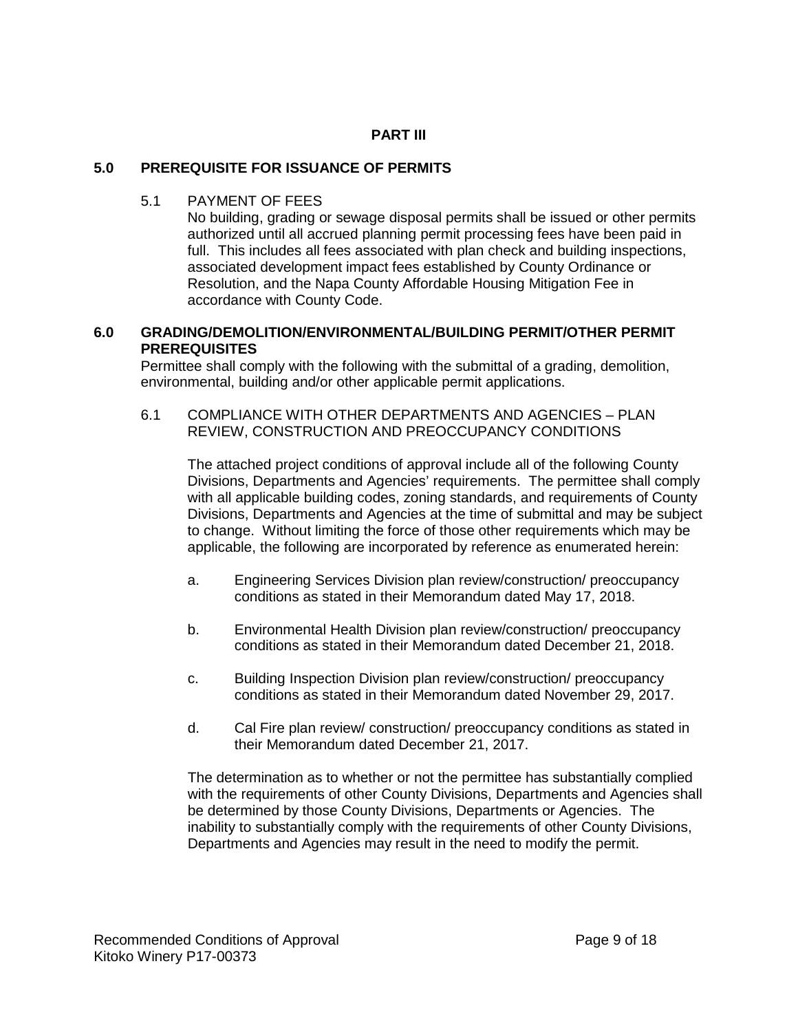# PART III

## 5.0 PREREQUISITE FOR ISSUANCE OF PERMITS

5.1 PAYMENT OF FEES

No building, grading or sewage disposal permits shall be issued or other permits authorized until all accrued planning permit processing fees have been paid in full. This includes all fees associated with plan check and building inspections, associated development impact fees established by County Ordinance or Resolution, and the Napa County Affordable Housing Mitigation Fee in accordance with County Code.

## 6.0 GRADING/DEMOLITION/ENVIRONMENTAL/BUILDING PERMIT/OTHER PERMIT PREREQUISITES

Permittee shall comply with the following with the submittal of a grading, demolition, environmental, building and/or other applicable permit applications.

6.1 COMPLIANCE WITH OTHER DEPARTMENTS AND AGENCIES – PLAN REVIEW, CONSTRUCTION AND PREOCCUPANCY CONDITIONS

The attached project conditions of approval include all of the following County Divisions, Departments and Agencies' requirements. The permittee shall comply with all applicable building codes, zoning standards, and requirements of County Divisions, Departments and Agencies at the time of submittal and may be subject to change. Without limiting the force of those other requirements which may be applicable, the following are incorporated by reference as enumerated herein:

a. Engineering Services Division plan review/construction/ preoccupancy conditions as stated in their Memorandum dated May 17, 2018.

b. Environmental Health Division plan review/construction/ preoccupancy conditions as stated in their Memorandum dated December 21, 2018.

c. Building Inspection Division plan review/construction/ preoccupancy conditions as stated in their Memorandum dated November 29, 2017.

d. Cal Fire plan review/ construction/ preoccupancy conditions as stated in their Memorandum dated December 21, 2017.

The determination as to whether or not the permittee has substantially complied with the requirements of other County Divisions, Departments and Agencies shall be determined by those County Divisions, Departments or Agencies. The inability to substantially comply with the requirements of other County Divisions, Departments and Agencies may result in the need to modify the permit.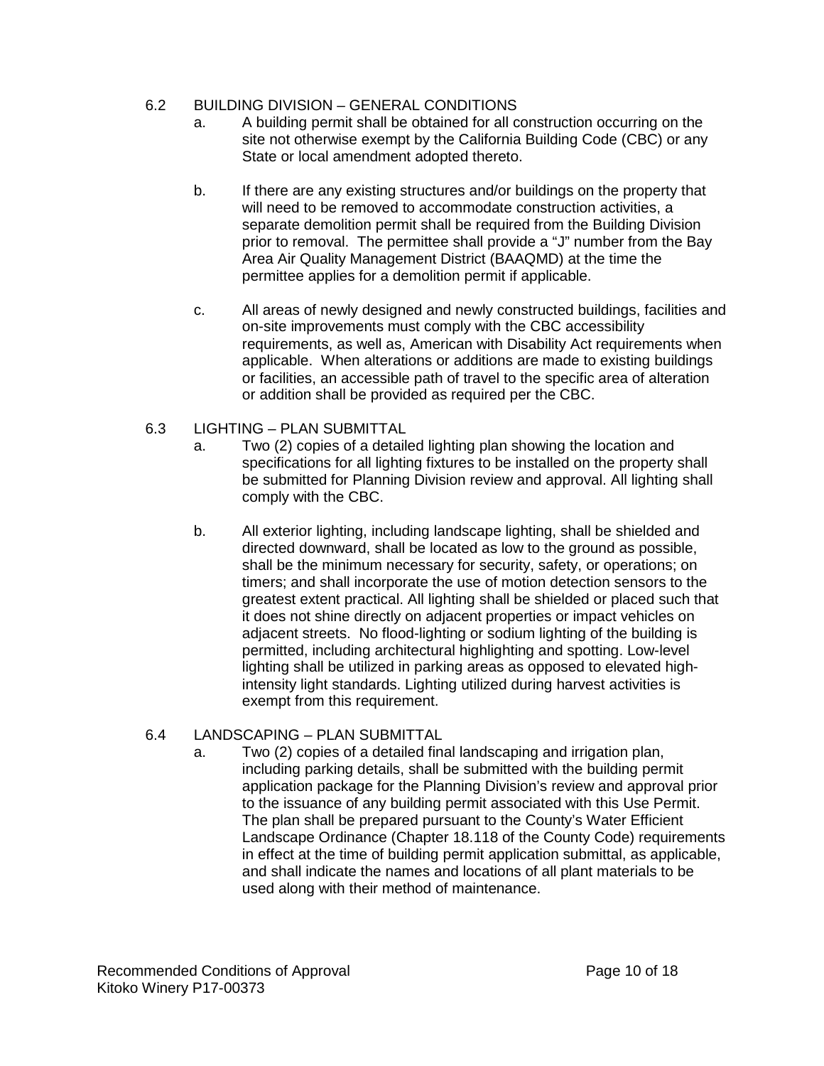## 6.2 BUILDING DIVISION – GENERAL CONDITIONS

a. A building permit shall be obtained for all construction occurring on the site not otherwise exempt by the California Building Code (CBC) or any State or local amendment adopted thereto.

b. If there are any existing structures and/or buildings on the property that will need to be removed to accommodate construction activities, a separate demolition permit shall be required from the Building Division prior to removal. The permittee shall provide a "J" number from the Bay Area Air Quality Management District (BAAQMD) at the time the permittee applies for a demolition permit if applicable.

c. All areas of newly designed and newly constructed buildings, facilities and on-site improvements must comply with the CBC accessibility requirements, as well as, American with Disability Act requirements when applicable. When alterations or additions are made to existing buildings or facilities, an accessible path of travel to the specific area of alteration or addition shall be provided as required per the CBC.

## 6.3 LIGHTING – PLAN SUBMITTAL

a. Two (2) copies of a detailed lighting plan showing the location and specifications for all lighting fixtures to be installed on the property shall be submitted for Planning Division review and approval. All lighting shall comply with the CBC.

b. All exterior lighting, including landscape lighting, shall be shielded and directed downward, shall be located as low to the ground as possible, shall be the minimum necessary for security, safety, or operations; on timers; and shall incorporate the use of motion detection sensors to the greatest extent practical. All lighting shall be shielded or placed such that it does not shine directly on adjacent properties or impact vehicles on adjacent streets. No flood-lighting or sodium lighting of the building is permitted, including architectural highlighting and spotting. Low-level lighting shall be utilized in parking areas as opposed to elevated high-intensity light standards. Lighting utilized during harvest activities is exempt from this requirement.

## 6.4 LANDSCAPING – PLAN SUBMITTAL

a. Two (2) copies of a detailed final landscaping and irrigation plan, including parking details, shall be submitted with the building permit application package for the Planning Division's review and approval prior to the issuance of any building permit associated with this Use Permit. The plan shall be prepared pursuant to the County's Water Efficient Landscape Ordinance (Chapter 18.118 of the County Code) requirements in effect at the time of building permit application submittal, as applicable, and shall indicate the names and locations of all plant materials to be used along with their method of maintenance.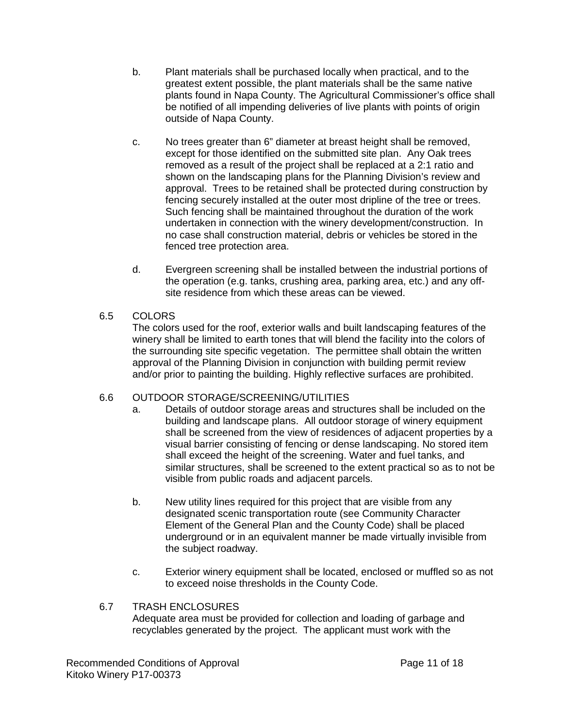b. Plant materials shall be purchased locally when practical, and to the greatest extent possible, the plant materials shall be the same native plants found in Napa County. The Agricultural Commissioner's office shall be notified of all impending deliveries of live plants with points of origin outside of Napa County.

c. No trees greater than 6" diameter at breast height shall be removed, except for those identified on the submitted site plan. Any Oak trees removed as a result of the project shall be replaced at a 2:1 ratio and shown on the landscaping plans for the Planning Division's review and approval. Trees to be retained shall be protected during construction by fencing securely installed at the outer most dripline of the tree or trees. Such fencing shall be maintained throughout the duration of the work undertaken in connection with the winery development/construction. In no case shall construction material, debris or vehicles be stored in the fenced tree protection area.

d. Evergreen screening shall be installed between the industrial portions of the operation (e.g. tanks, crushing area, parking area, etc.) and any off-site residence from which these areas can be viewed.

## 6.5 COLORS

The colors used for the roof, exterior walls and built landscaping features of the winery shall be limited to earth tones that will blend the facility into the colors of the surrounding site specific vegetation. The permittee shall obtain the written approval of the Planning Division in conjunction with building permit review and/or prior to painting the building. Highly reflective surfaces are prohibited.

## 6.6 OUTDOOR STORAGE/SCREENING/UTILITIES

a. Details of outdoor storage areas and structures shall be included on the building and landscape plans. All outdoor storage of winery equipment shall be screened from the view of residences of adjacent properties by a visual barrier consisting of fencing or dense landscaping. No stored item shall exceed the height of the screening. Water and fuel tanks, and similar structures, shall be screened to the extent practical so as to not be visible from public roads and adjacent parcels.

b. New utility lines required for this project that are visible from any designated scenic transportation route (see Community Character Element of the General Plan and the County Code) shall be placed underground or in an equivalent manner be made virtually invisible from the subject roadway.

c. Exterior winery equipment shall be located, enclosed or muffled so as not to exceed noise thresholds in the County Code.

## 6.7 TRASH ENCLOSURES

Adequate area must be provided for collection and loading of garbage and recyclables generated by the project. The applicant must work with the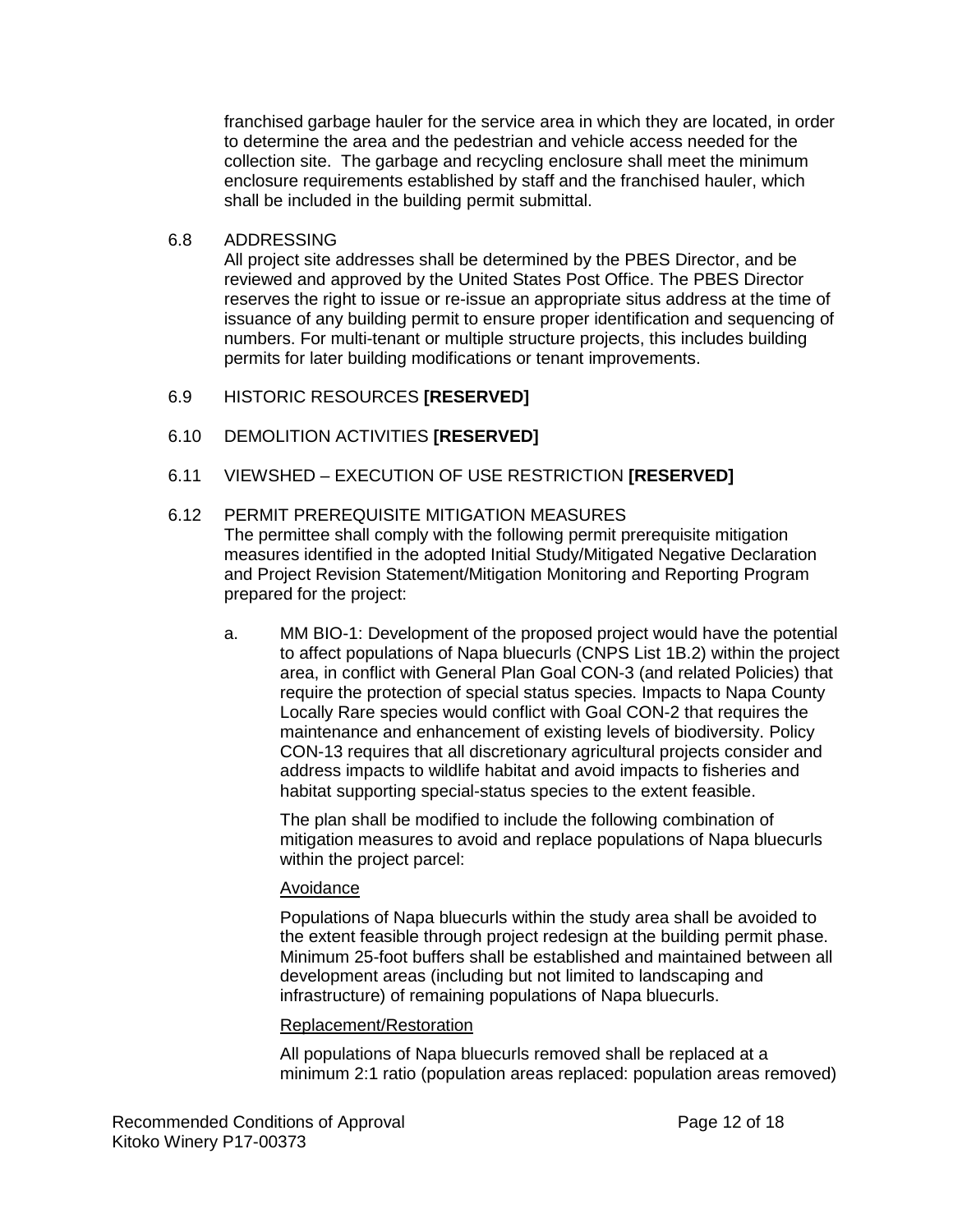franchised garbage hauler for the service area in which they are located, in order to determine the area and the pedestrian and vehicle access needed for the collection site. The garbage and recycling enclosure shall meet the minimum enclosure requirements established by staff and the franchised hauler, which shall be included in the building permit submittal.

6.8 ADDRESSING

All project site addresses shall be determined by the PBES Director, and be reviewed and approved by the United States Post Office. The PBES Director reserves the right to issue or re-issue an appropriate situs address at the time of issuance of any building permit to ensure proper identification and sequencing of numbers. For multi-tenant or multiple structure projects, this includes building permits for later building modifications or tenant improvements.

6.9 HISTORIC RESOURCES **[RESERVED]**

6.10 DEMOLITION ACTIVITIES **[RESERVED]**

6.11 VIEWSHED – EXECUTION OF USE RESTRICTION **[RESERVED]**

6.12 PERMIT PREREQUISITE MITIGATION MEASURES

The permittee shall comply with the following permit prerequisite mitigation measures identified in the adopted Initial Study/Mitigated Negative Declaration and Project Revision Statement/Mitigation Monitoring and Reporting Program prepared for the project:

a. MM BIO-1: Development of the proposed project would have the potential to affect populations of Napa bluecurls (CNPS List 1B.2) within the project area, in conflict with General Plan Goal CON-3 (and related Policies) that require the protection of special status species. Impacts to Napa County Locally Rare species would conflict with Goal CON-2 that requires the maintenance and enhancement of existing levels of biodiversity. Policy CON-13 requires that all discretionary agricultural projects consider and address impacts to wildlife habitat and avoid impacts to fisheries and habitat supporting special-status species to the extent feasible.

The plan shall be modified to include the following combination of mitigation measures to avoid and replace populations of Napa bluecurls within the project parcel:

Avoidance

Populations of Napa bluecurls within the study area shall be avoided to the extent feasible through project redesign at the building permit phase. Minimum 25-foot buffers shall be established and maintained between all development areas (including but not limited to landscaping and infrastructure) of remaining populations of Napa bluecurls.

Replacement/Restoration

All populations of Napa bluecurls removed shall be replaced at a minimum 2:1 ratio (population areas replaced: population areas removed)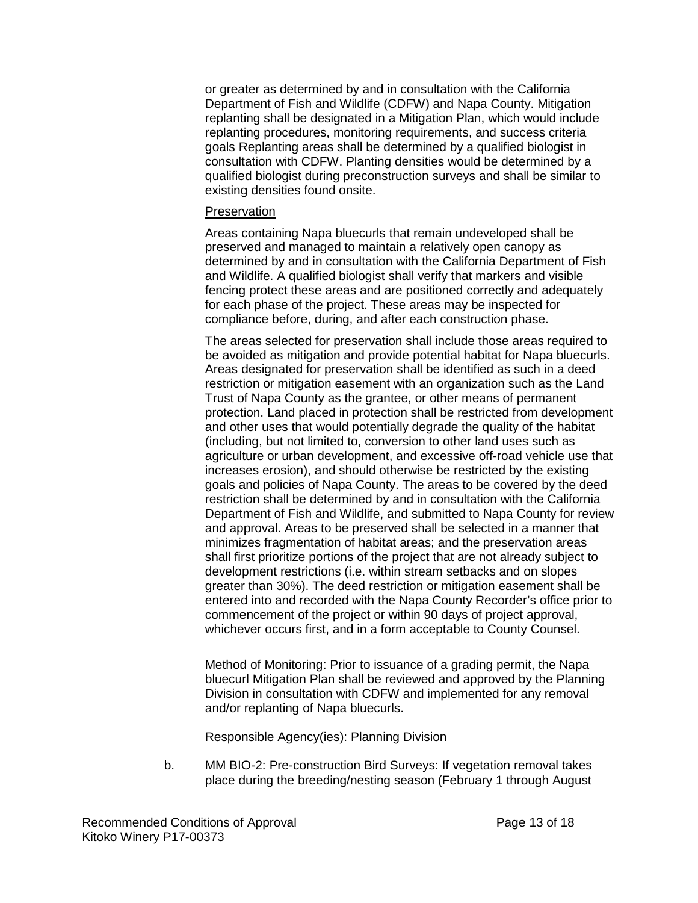or greater as determined by and in consultation with the California Department of Fish and Wildlife (CDFW) and Napa County. Mitigation replanting shall be designated in a Mitigation Plan, which would include replanting procedures, monitoring requirements, and success criteria goals Replanting areas shall be determined by a qualified biologist in consultation with CDFW. Planting densities would be determined by a qualified biologist during preconstruction surveys and shall be similar to existing densities found onsite.

Preservation

Areas containing Napa bluecurls that remain undeveloped shall be preserved and managed to maintain a relatively open canopy as determined by and in consultation with the California Department of Fish and Wildlife. A qualified biologist shall verify that markers and visible fencing protect these areas and are positioned correctly and adequately for each phase of the project. These areas may be inspected for compliance before, during, and after each construction phase.

The areas selected for preservation shall include those areas required to be avoided as mitigation and provide potential habitat for Napa bluecurls. Areas designated for preservation shall be identified as such in a deed restriction or mitigation easement with an organization such as the Land Trust of Napa County as the grantee, or other means of permanent protection. Land placed in protection shall be restricted from development and other uses that would potentially degrade the quality of the habitat (including, but not limited to, conversion to other land uses such as agriculture or urban development, and excessive off-road vehicle use that increases erosion), and should otherwise be restricted by the existing goals and policies of Napa County. The areas to be covered by the deed restriction shall be determined by and in consultation with the California Department of Fish and Wildlife, and submitted to Napa County for review and approval. Areas to be preserved shall be selected in a manner that minimizes fragmentation of habitat areas; and the preservation areas shall first prioritize portions of the project that are not already subject to development restrictions (i.e. within stream setbacks and on slopes greater than 30%). The deed restriction or mitigation easement shall be entered into and recorded with the Napa County Recorder's office prior to commencement of the project or within 90 days of project approval, whichever occurs first, and in a form acceptable to County Counsel.

Method of Monitoring: Prior to issuance of a grading permit, the Napa bluecurl Mitigation Plan shall be reviewed and approved by the Planning Division in consultation with CDFW and implemented for any removal and/or replanting of Napa bluecurls.

Responsible Agency(ies): Planning Division

b. MM BIO-2: Pre-construction Bird Surveys: If vegetation removal takes place during the breeding/nesting season (February 1 through August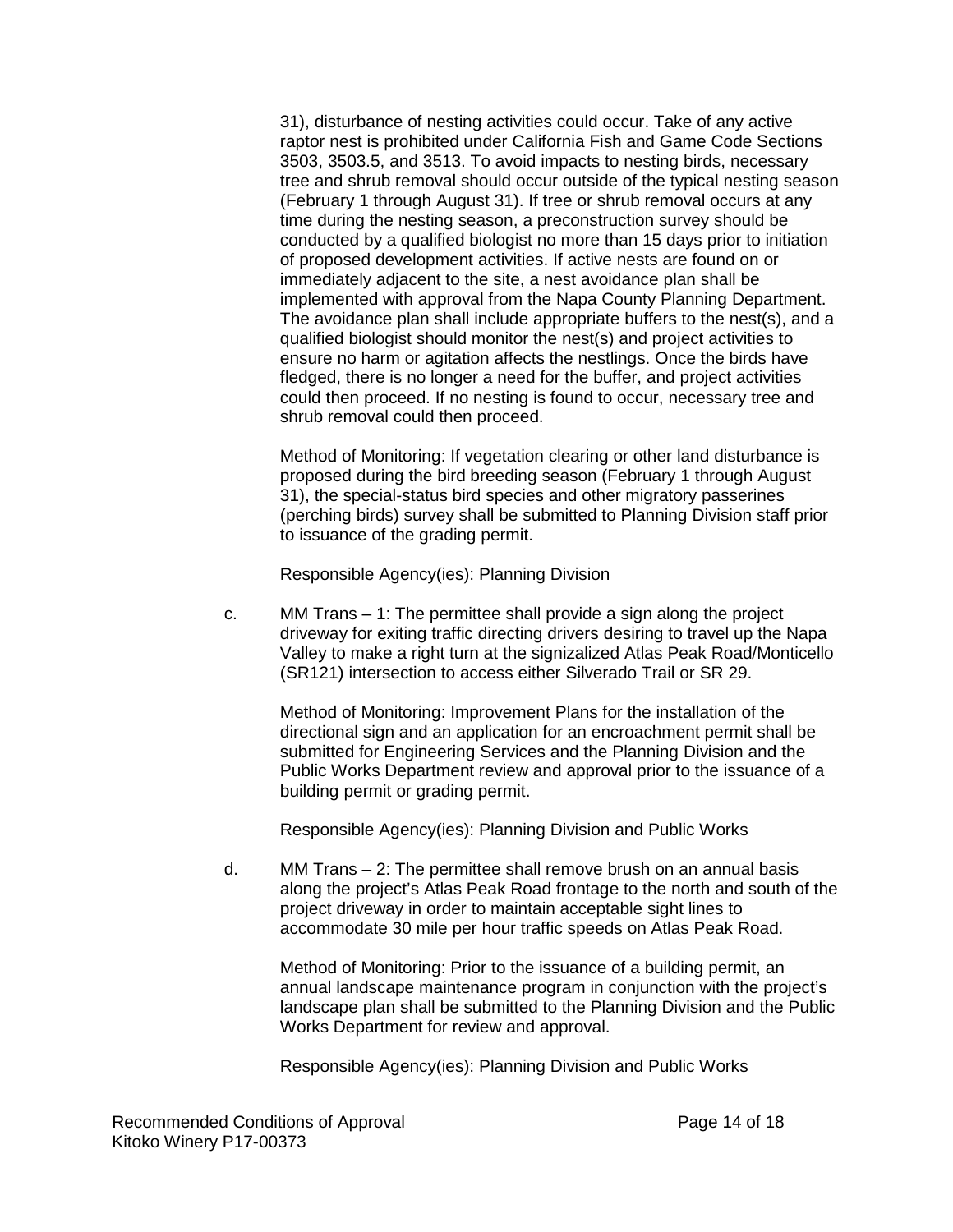31), disturbance of nesting activities could occur. Take of any active raptor nest is prohibited under California Fish and Game Code Sections 3503, 3503.5, and 3513. To avoid impacts to nesting birds, necessary tree and shrub removal should occur outside of the typical nesting season (February 1 through August 31). If tree or shrub removal occurs at any time during the nesting season, a preconstruction survey should be conducted by a qualified biologist no more than 15 days prior to initiation of proposed development activities. If active nests are found on or immediately adjacent to the site, a nest avoidance plan shall be implemented with approval from the Napa County Planning Department. The avoidance plan shall include appropriate buffers to the nest(s), and a qualified biologist should monitor the nest(s) and project activities to ensure no harm or agitation affects the nestlings. Once the birds have fledged, there is no longer a need for the buffer, and project activities could then proceed. If no nesting is found to occur, necessary tree and shrub removal could then proceed.

Method of Monitoring: If vegetation clearing or other land disturbance is proposed during the bird breeding season (February 1 through August 31), the special-status bird species and other migratory passerines (perching birds) survey shall be submitted to Planning Division staff prior to issuance of the grading permit.

Responsible Agency(ies): Planning Division

c. MM Trans – 1: The permittee shall provide a sign along the project driveway for exiting traffic directing drivers desiring to travel up the Napa Valley to make a right turn at the signizalized Atlas Peak Road/Monticello (SR121) intersection to access either Silverado Trail or SR 29.

Method of Monitoring: Improvement Plans for the installation of the directional sign and an application for an encroachment permit shall be submitted for Engineering Services and the Planning Division and the Public Works Department review and approval prior to the issuance of a building permit or grading permit.

Responsible Agency(ies): Planning Division and Public Works

d. MM Trans – 2: The permittee shall remove brush on an annual basis along the project's Atlas Peak Road frontage to the north and south of the project driveway in order to maintain acceptable sight lines to accommodate 30 mile per hour traffic speeds on Atlas Peak Road.

Method of Monitoring: Prior to the issuance of a building permit, an annual landscape maintenance program in conjunction with the project's landscape plan shall be submitted to the Planning Division and the Public Works Department for review and approval.

Responsible Agency(ies): Planning Division and Public Works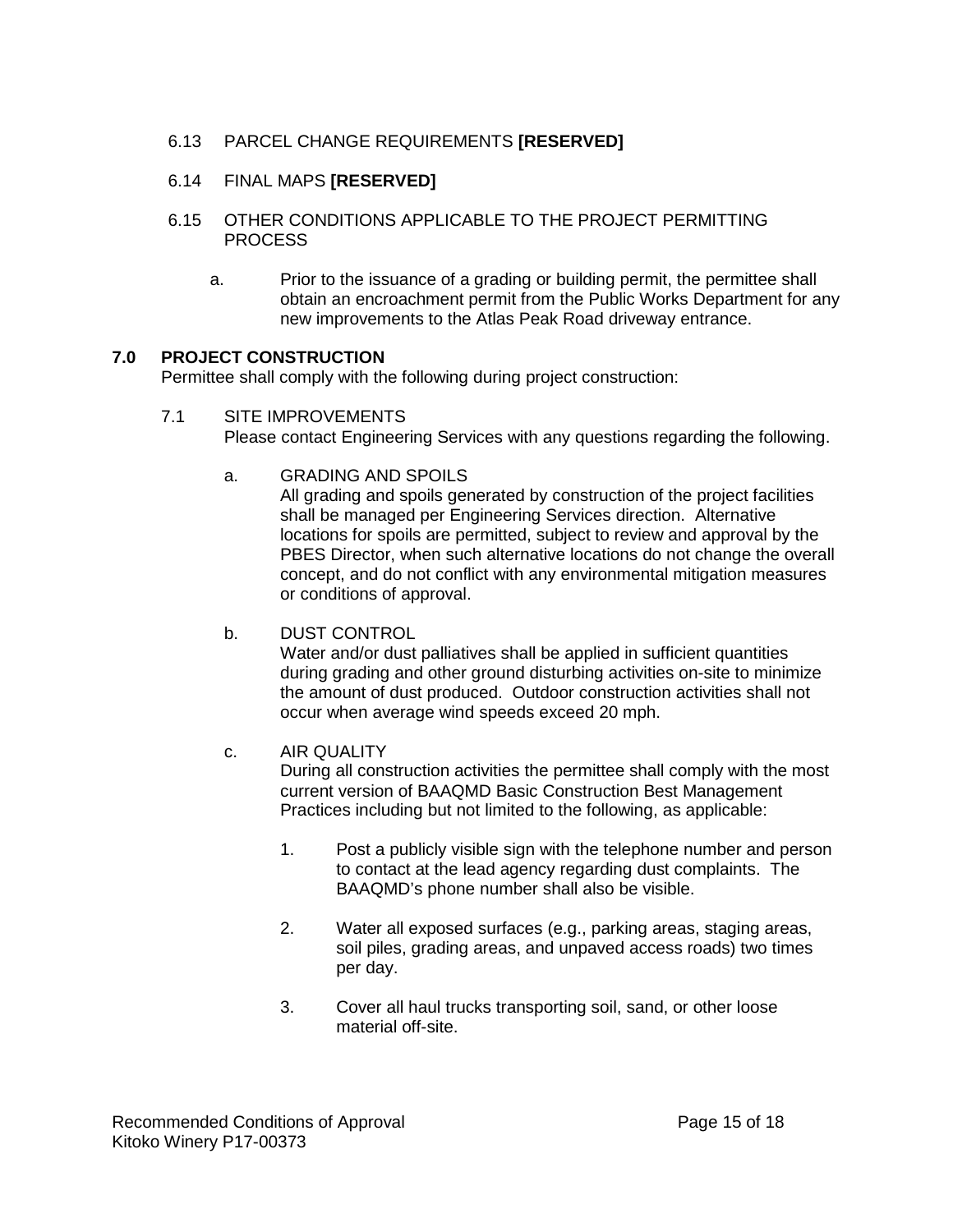6.13 PARCEL CHANGE REQUIREMENTS **[RESERVED]**

6.14 FINAL MAPS **[RESERVED]**

6.15 OTHER CONDITIONS APPLICABLE TO THE PROJECT PERMITTING PROCESS

a. Prior to the issuance of a grading or building permit, the permittee shall obtain an encroachment permit from the Public Works Department for any new improvements to the Atlas Peak Road driveway entrance.

## 7.0 PROJECT CONSTRUCTION

Permittee shall comply with the following during project construction:

7.1 SITE IMPROVEMENTS
Please contact Engineering Services with any questions regarding the following.

a. GRADING AND SPOILS
All grading and spoils generated by construction of the project facilities shall be managed per Engineering Services direction. Alternative locations for spoils are permitted, subject to review and approval by the PBES Director, when such alternative locations do not change the overall concept, and do not conflict with any environmental mitigation measures or conditions of approval.

b. DUST CONTROL
Water and/or dust palliatives shall be applied in sufficient quantities during grading and other ground disturbing activities on-site to minimize the amount of dust produced. Outdoor construction activities shall not occur when average wind speeds exceed 20 mph.

c. AIR QUALITY
During all construction activities the permittee shall comply with the most current version of BAAQMD Basic Construction Best Management Practices including but not limited to the following, as applicable:

1. Post a publicly visible sign with the telephone number and person to contact at the lead agency regarding dust complaints. The BAAQMD's phone number shall also be visible.

2. Water all exposed surfaces (e.g., parking areas, staging areas, soil piles, grading areas, and unpaved access roads) two times per day.

3. Cover all haul trucks transporting soil, sand, or other loose material off-site.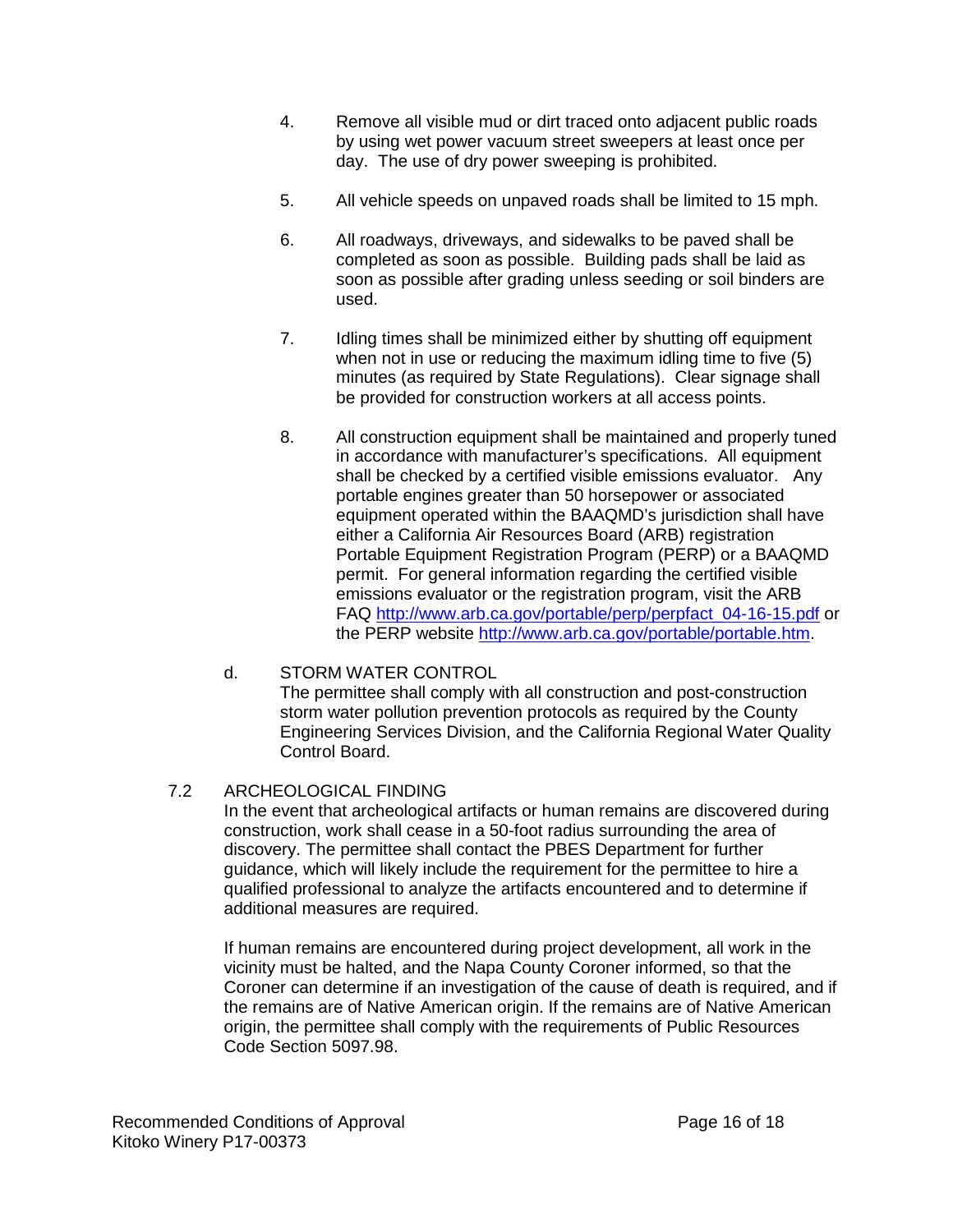4. Remove all visible mud or dirt traced onto adjacent public roads by using wet power vacuum street sweepers at least once per day. The use of dry power sweeping is prohibited.

5. All vehicle speeds on unpaved roads shall be limited to 15 mph.

6. All roadways, driveways, and sidewalks to be paved shall be completed as soon as possible. Building pads shall be laid as soon as possible after grading unless seeding or soil binders are used.

7. Idling times shall be minimized either by shutting off equipment when not in use or reducing the maximum idling time to five (5) minutes (as required by State Regulations). Clear signage shall be provided for construction workers at all access points.

8. All construction equipment shall be maintained and properly tuned in accordance with manufacturer's specifications. All equipment shall be checked by a certified visible emissions evaluator. Any portable engines greater than 50 horsepower or associated equipment operated within the BAAQMD's jurisdiction shall have either a California Air Resources Board (ARB) registration Portable Equipment Registration Program (PERP) or a BAAQMD permit. For general information regarding the certified visible emissions evaluator or the registration program, visit the ARB FAQ [http://www.arb.ca.gov/portable/perp/perpfact_04-16-15.pdf](http://www.arb.ca.gov/portable/perp/perpfact_04-16-15.pdf) or the PERP website [http://www.arb.ca.gov/portable/portable.htm](http://www.arb.ca.gov/portable/portable.htm).

d. STORM WATER CONTROL

The permittee shall comply with all construction and post-construction storm water pollution prevention protocols as required by the County Engineering Services Division, and the California Regional Water Quality Control Board.

7.2 ARCHEOLOGICAL FINDING

In the event that archeological artifacts or human remains are discovered during construction, work shall cease in a 50-foot radius surrounding the area of discovery. The permittee shall contact the PBES Department for further guidance, which will likely include the requirement for the permittee to hire a qualified professional to analyze the artifacts encountered and to determine if additional measures are required.

If human remains are encountered during project development, all work in the vicinity must be halted, and the Napa County Coroner informed, so that the Coroner can determine if an investigation of the cause of death is required, and if the remains are of Native American origin. If the remains are of Native American origin, the permittee shall comply with the requirements of Public Resources Code Section 5097.98.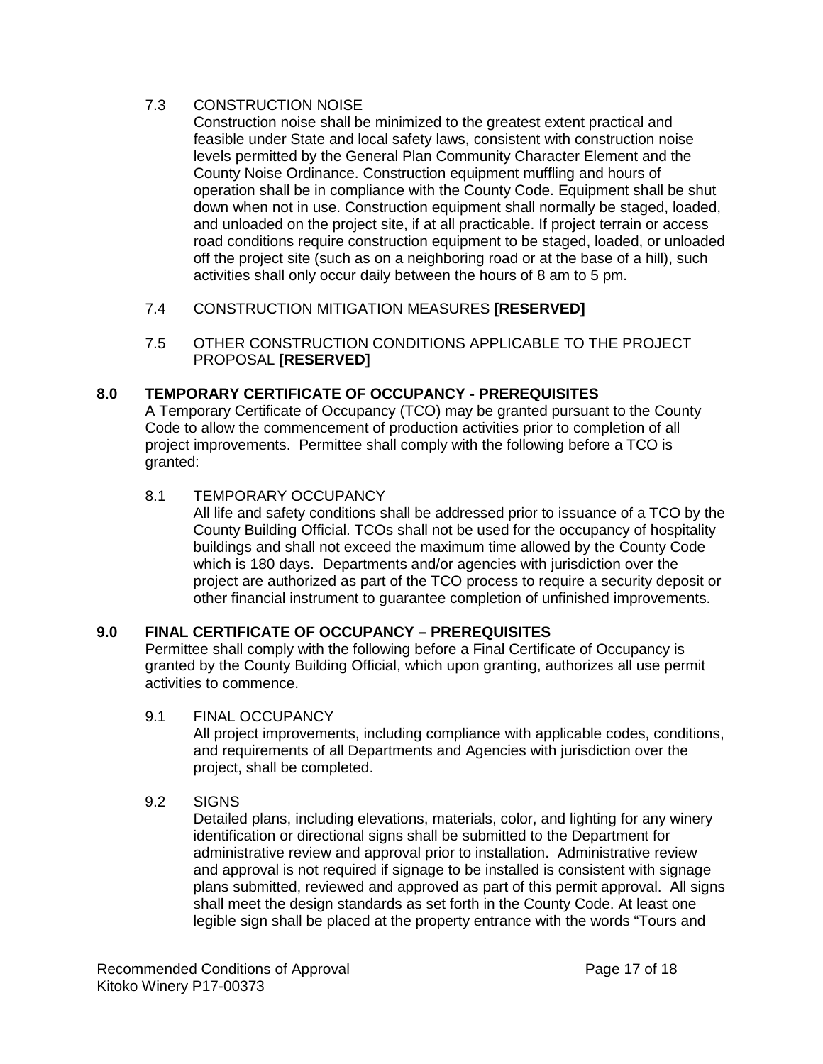7.3 CONSTRUCTION NOISE

Construction noise shall be minimized to the greatest extent practical and feasible under State and local safety laws, consistent with construction noise levels permitted by the General Plan Community Character Element and the County Noise Ordinance. Construction equipment muffling and hours of operation shall be in compliance with the County Code. Equipment shall be shut down when not in use. Construction equipment shall normally be staged, loaded, and unloaded on the project site, if at all practicable. If project terrain or access road conditions require construction equipment to be staged, loaded, or unloaded off the project site (such as on a neighboring road or at the base of a hill), such activities shall only occur daily between the hours of 8 am to 5 pm.

7.4 CONSTRUCTION MITIGATION MEASURES **[RESERVED]**

7.5 OTHER CONSTRUCTION CONDITIONS APPLICABLE TO THE PROJECT PROPOSAL **[RESERVED]**

## 8.0 TEMPORARY CERTIFICATE OF OCCUPANCY - PREREQUISITES

A Temporary Certificate of Occupancy (TCO) may be granted pursuant to the County Code to allow the commencement of production activities prior to completion of all project improvements. Permittee shall comply with the following before a TCO is granted:

8.1 TEMPORARY OCCUPANCY

All life and safety conditions shall be addressed prior to issuance of a TCO by the County Building Official. TCOs shall not be used for the occupancy of hospitality buildings and shall not exceed the maximum time allowed by the County Code which is 180 days. Departments and/or agencies with jurisdiction over the project are authorized as part of the TCO process to require a security deposit or other financial instrument to guarantee completion of unfinished improvements.

## 9.0 FINAL CERTIFICATE OF OCCUPANCY – PREREQUISITES

Permittee shall comply with the following before a Final Certificate of Occupancy is granted by the County Building Official, which upon granting, authorizes all use permit activities to commence.

9.1 FINAL OCCUPANCY

All project improvements, including compliance with applicable codes, conditions, and requirements of all Departments and Agencies with jurisdiction over the project, shall be completed.

9.2 SIGNS

Detailed plans, including elevations, materials, color, and lighting for any winery identification or directional signs shall be submitted to the Department for administrative review and approval prior to installation. Administrative review and approval is not required if signage to be installed is consistent with signage plans submitted, reviewed and approved as part of this permit approval. All signs shall meet the design standards as set forth in the County Code. At least one legible sign shall be placed at the property entrance with the words "Tours and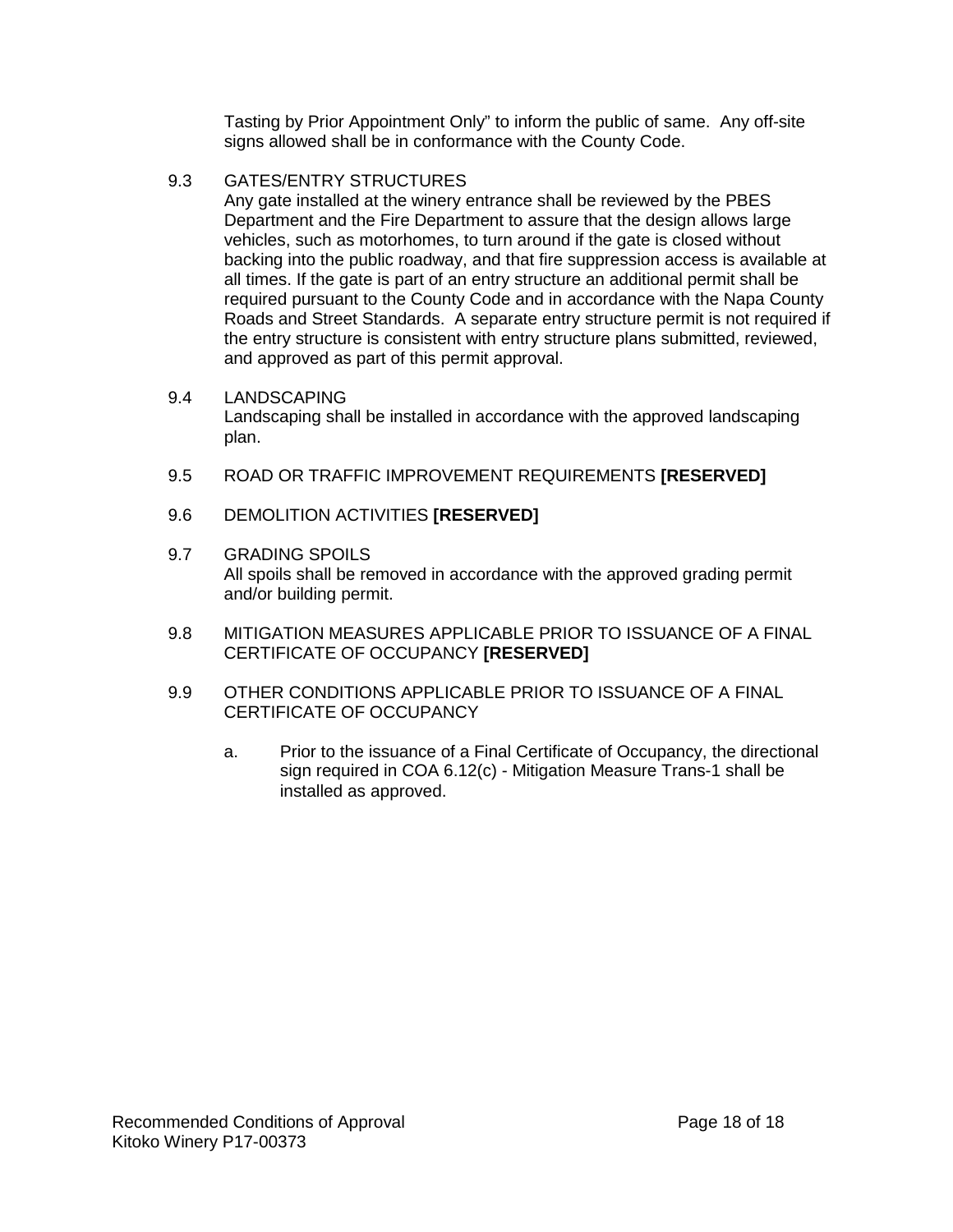Tasting by Prior Appointment Only" to inform the public of same. Any off-site signs allowed shall be in conformance with the County Code.

9.3 GATES/ENTRY STRUCTURES

Any gate installed at the winery entrance shall be reviewed by the PBES Department and the Fire Department to assure that the design allows large vehicles, such as motorhomes, to turn around if the gate is closed without backing into the public roadway, and that fire suppression access is available at all times. If the gate is part of an entry structure an additional permit shall be required pursuant to the County Code and in accordance with the Napa County Roads and Street Standards. A separate entry structure permit is not required if the entry structure is consistent with entry structure plans submitted, reviewed, and approved as part of this permit approval.

9.4 LANDSCAPING

Landscaping shall be installed in accordance with the approved landscaping plan.

9.5 ROAD OR TRAFFIC IMPROVEMENT REQUIREMENTS **[RESERVED]**

9.6 DEMOLITION ACTIVITIES **[RESERVED]**

9.7 GRADING SPOILS

All spoils shall be removed in accordance with the approved grading permit and/or building permit.

9.8 MITIGATION MEASURES APPLICABLE PRIOR TO ISSUANCE OF A FINAL CERTIFICATE OF OCCUPANCY **[RESERVED]**

9.9 OTHER CONDITIONS APPLICABLE PRIOR TO ISSUANCE OF A FINAL CERTIFICATE OF OCCUPANCY

a. Prior to the issuance of a Final Certificate of Occupancy, the directional sign required in COA 6.12(c) - Mitigation Measure Trans-1 shall be installed as approved.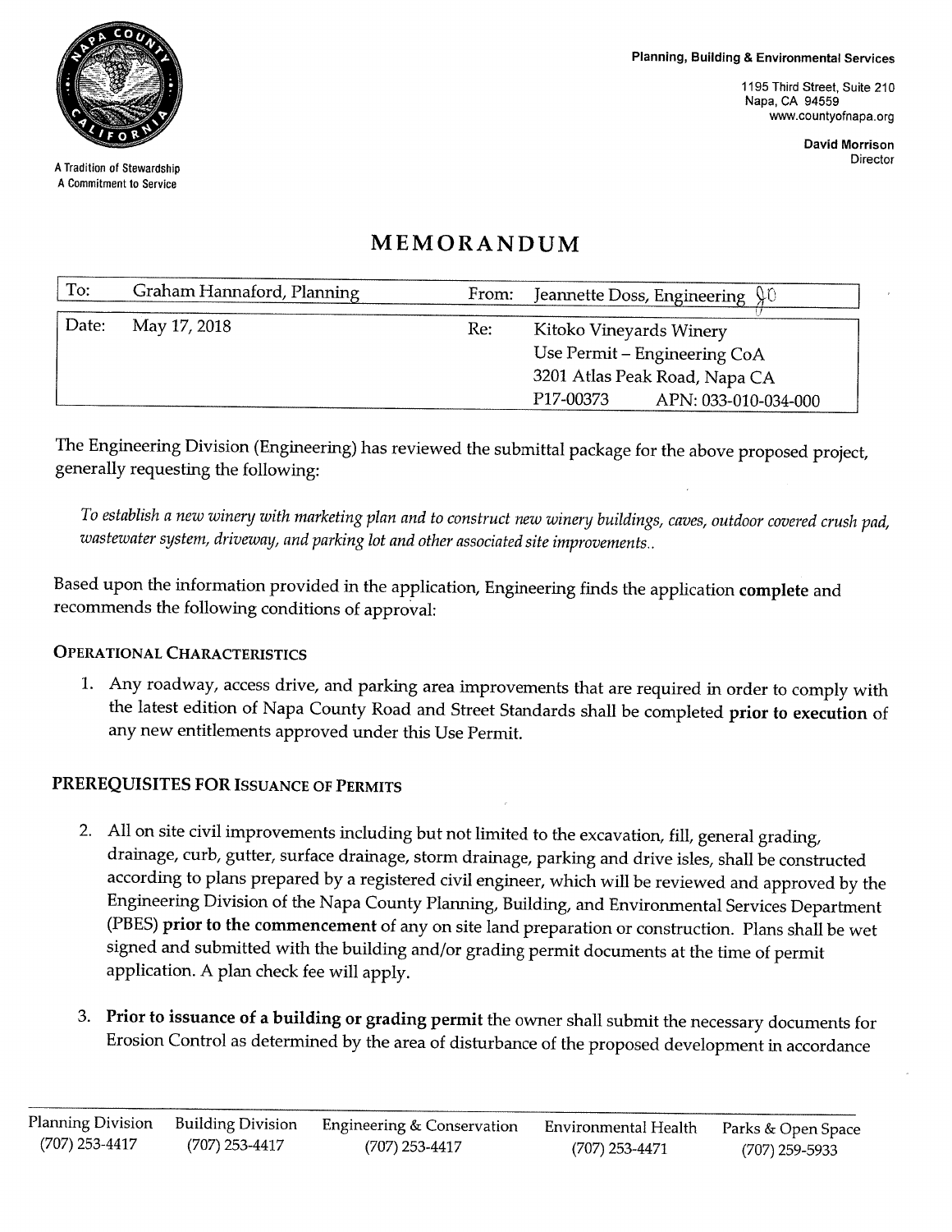A Tradition of Stewardship
A Commitment to Service

**Planning, Building & Environmental Services**

1195 Third Street, Suite 210
Napa, CA 94559
www.countyofnapa.org

**David Morrison**
Director

# MEMORANDUM

| | | | |
|---|---|---|---|
| To: | Graham Hannaford, Planning | From: | Jeannette Doss, Engineering |
| Date: | May 17, 2018 | Re: | Kitoko Vineyards Winery<br>Use Permit – Engineering CoA<br>3201 Atlas Peak Road, Napa CA<br>P17-00373 APN: 033-010-034-000 |

The Engineering Division (Engineering) has reviewed the submittal package for the above proposed project, generally requesting the following:

*To establish a new winery with marketing plan and to construct new winery buildings, caves, outdoor covered crush pad, wastewater system, driveway, and parking lot and other associated site improvements..*

Based upon the information provided in the application, Engineering finds the application **complete** and recommends the following conditions of approval:

## OPERATIONAL CHARACTERISTICS

1. Any roadway, access drive, and parking area improvements that are required in order to comply with the latest edition of Napa County Road and Street Standards shall be completed **prior to execution** of any new entitlements approved under this Use Permit.

## PREREQUISITES FOR ISSUANCE OF PERMITS

2. All on site civil improvements including but not limited to the excavation, fill, general grading, drainage, curb, gutter, surface drainage, storm drainage, parking and drive isles, shall be constructed according to plans prepared by a registered civil engineer, which will be reviewed and approved by the Engineering Division of the Napa County Planning, Building, and Environmental Services Department (PBES) **prior to the commencement** of any on site land preparation or construction. Plans shall be wet signed and submitted with the building and/or grading permit documents at the time of permit application. A plan check fee will apply.

3. **Prior to issuance of a building or grading permit** the owner shall submit the necessary documents for Erosion Control as determined by the area of disturbance of the proposed development in accordance

Planning Division (707) 253-4417 | Building Division (707) 253-4417 | Engineering & Conservation (707) 253-4417 | Environmental Health (707) 253-4471 | Parks & Open Space (707) 259-5933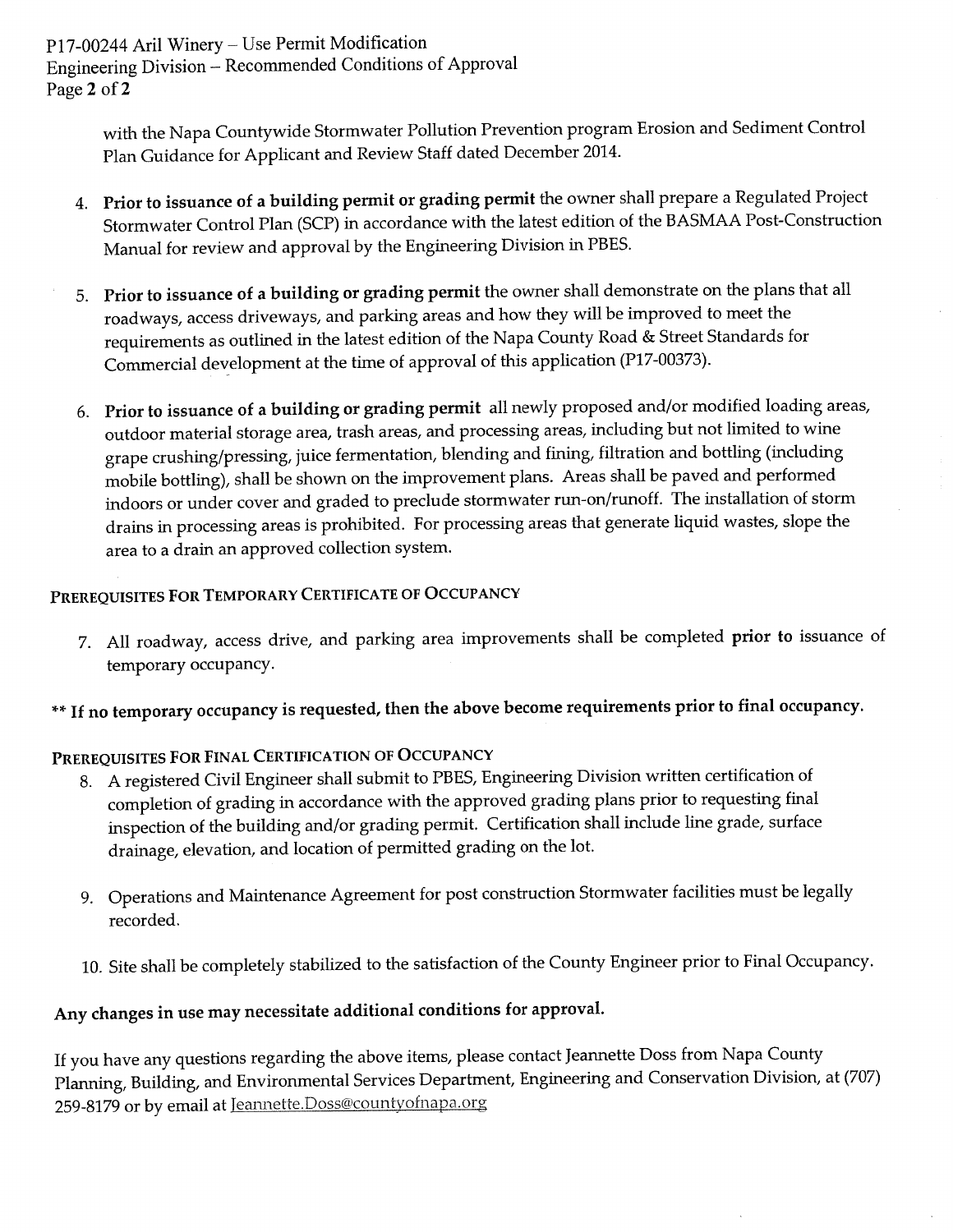with the Napa Countywide Stormwater Pollution Prevention program Erosion and Sediment Control Plan Guidance for Applicant and Review Staff dated December 2014.

4. **Prior to issuance of a building permit or grading permit** the owner shall prepare a Regulated Project Stormwater Control Plan (SCP) in accordance with the latest edition of the BASMAA Post-Construction Manual for review and approval by the Engineering Division in PBES.

5. **Prior to issuance of a building or grading permit** the owner shall demonstrate on the plans that all roadways, access driveways, and parking areas and how they will be improved to meet the requirements as outlined in the latest edition of the Napa County Road & Street Standards for Commercial development at the time of approval of this application (P17-00373).

6. **Prior to issuance of a building or grading permit** all newly proposed and/or modified loading areas, outdoor material storage area, trash areas, and processing areas, including but not limited to wine grape crushing/pressing, juice fermentation, blending and fining, filtration and bottling (including mobile bottling), shall be shown on the improvement plans. Areas shall be paved and performed indoors or under cover and graded to preclude stormwater run-on/runoff. The installation of storm drains in processing areas is prohibited. For processing areas that generate liquid wastes, slope the area to a drain an approved collection system.

**PREREQUISITES FOR TEMPORARY CERTIFICATE OF OCCUPANCY**

7. All roadway, access drive, and parking area improvements shall be completed **prior to** issuance of temporary occupancy.

**** If no temporary occupancy is requested, then the above become requirements prior to final occupancy.**

**PREREQUISITES FOR FINAL CERTIFICATION OF OCCUPANCY**

8. A registered Civil Engineer shall submit to PBES, Engineering Division written certification of completion of grading in accordance with the approved grading plans prior to requesting final inspection of the building and/or grading permit. Certification shall include line grade, surface drainage, elevation, and location of permitted grading on the lot.

9. Operations and Maintenance Agreement for post construction Stormwater facilities must be legally recorded.

10. Site shall be completely stabilized to the satisfaction of the County Engineer prior to Final Occupancy.

**Any changes in use may necessitate additional conditions for approval.**

If you have any questions regarding the above items, please contact Jeannette Doss from Napa County Planning, Building, and Environmental Services Department, Engineering and Conservation Division, at (707) 259-8179 or by email at Jeannette.Doss@countyofnapa.org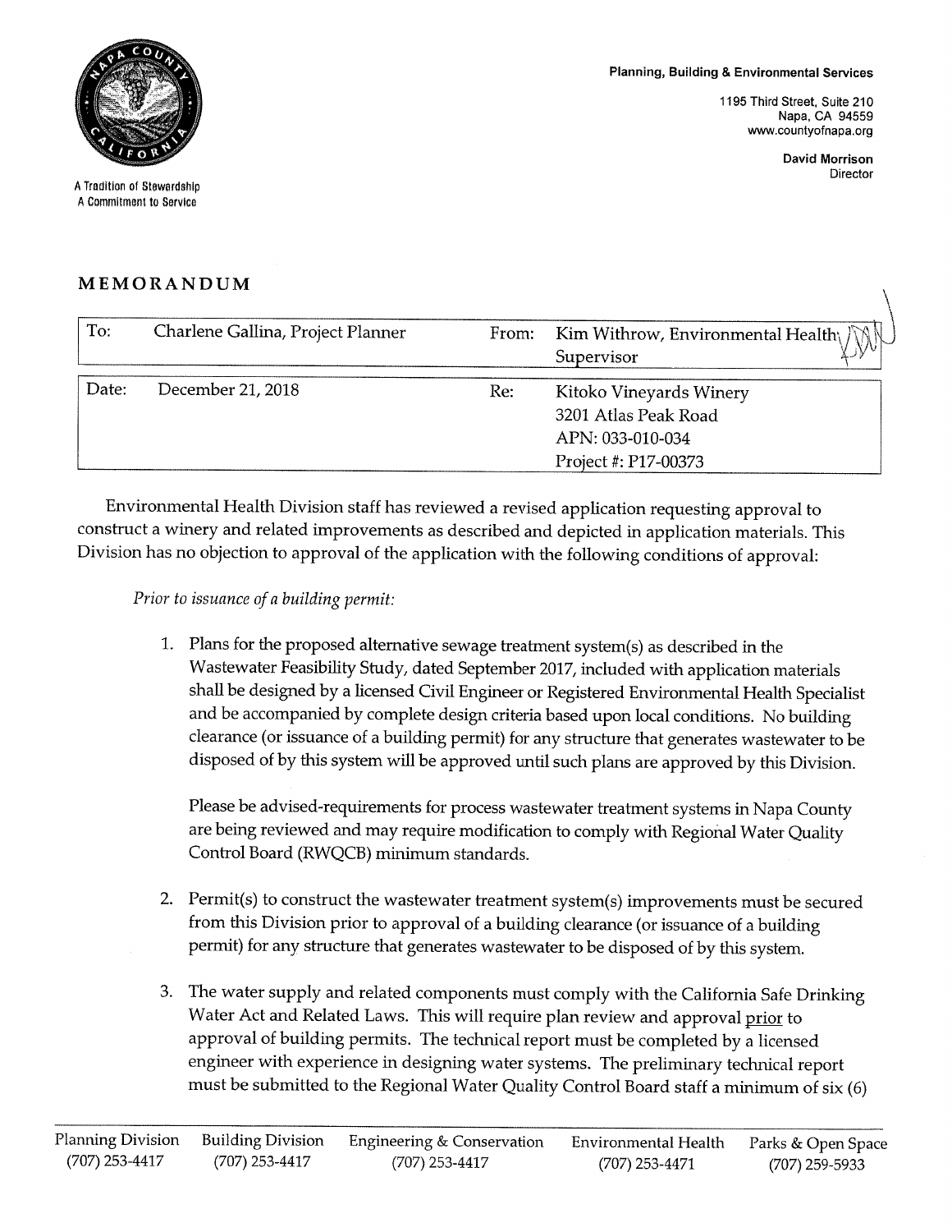Planning, Building & Environmental Services

1195 Third Street, Suite 210
Napa, CA 94559
www.countyofnapa.org

David Morrison
Director

A Tradition of Stewardship
A Commitment to Service

# MEMORANDUM

| | | | |
|---|---|---|---|
| To: | Charlene Gallina, Project Planner | From: | Kim Withrow, Environmental Health Supervisor |
| Date: | December 21, 2018 | Re: | Kitoko Vineyards Winery<br>3201 Atlas Peak Road<br>APN: 033-010-034<br>Project #: P17-00373 |

Environmental Health Division staff has reviewed a revised application requesting approval to construct a winery and related improvements as described and depicted in application materials. This Division has no objection to approval of the application with the following conditions of approval:

*Prior to issuance of a building permit:*

1. Plans for the proposed alternative sewage treatment system(s) as described in the Wastewater Feasibility Study, dated September 2017, included with application materials shall be designed by a licensed Civil Engineer or Registered Environmental Health Specialist and be accompanied by complete design criteria based upon local conditions. No building clearance (or issuance of a building permit) for any structure that generates wastewater to be disposed of by this system will be approved until such plans are approved by this Division.

   Please be advised-requirements for process wastewater treatment systems in Napa County are being reviewed and may require modification to comply with Regional Water Quality Control Board (RWQCB) minimum standards.

2. Permit(s) to construct the wastewater treatment system(s) improvements must be secured from this Division prior to approval of a building clearance (or issuance of a building permit) for any structure that generates wastewater to be disposed of by this system.

3. The water supply and related components must comply with the California Safe Drinking Water Act and Related Laws. This will require plan review and approval <u>prior</u> to approval of building permits. The technical report must be completed by a licensed engineer with experience in designing water systems. The preliminary technical report must be submitted to the Regional Water Quality Control Board staff a minimum of six (6)

Planning Division (707) 253-4417 | Building Division (707) 253-4417 | Engineering & Conservation (707) 253-4417 | Environmental Health (707) 253-4471 | Parks & Open Space (707) 259-5933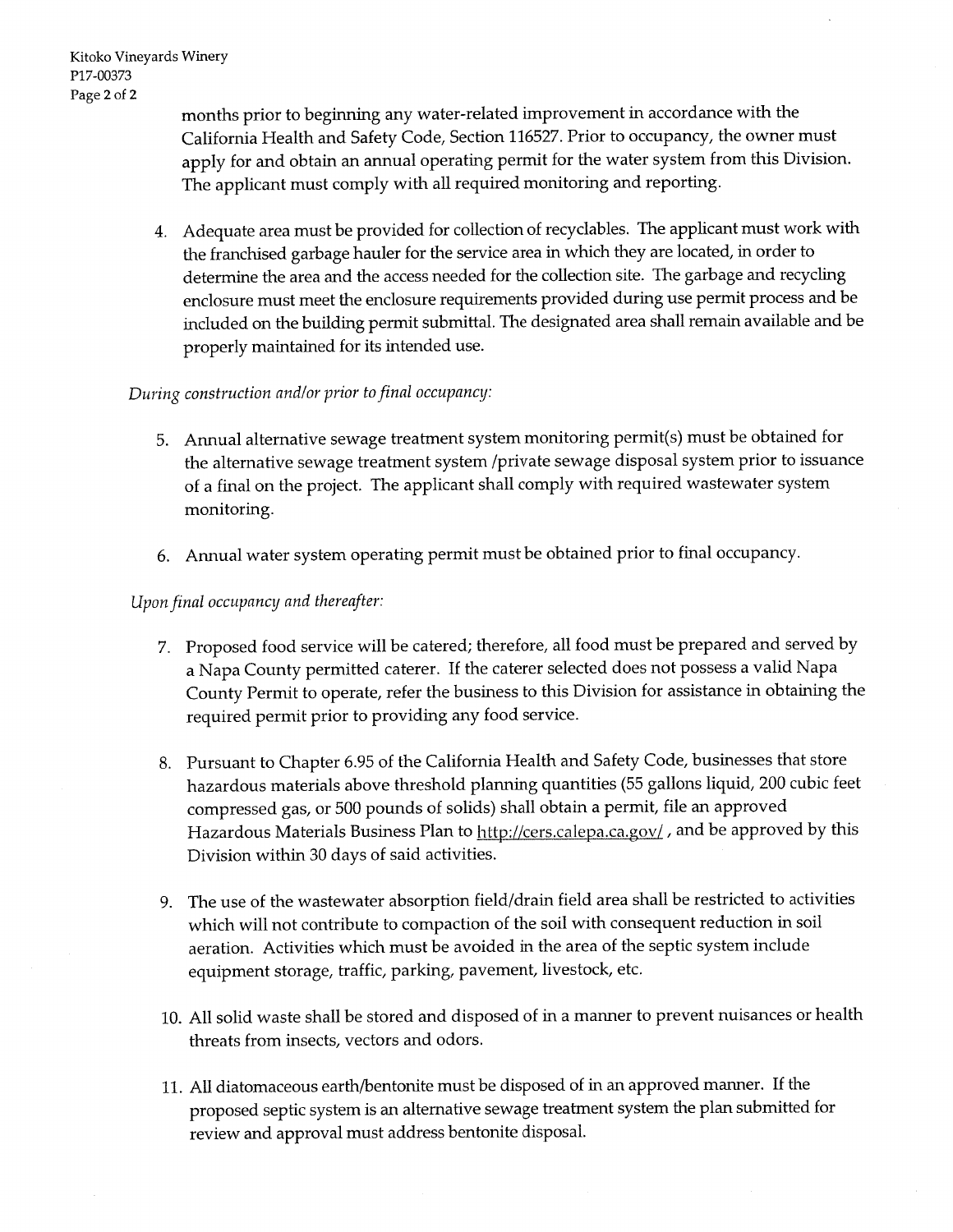months prior to beginning any water-related improvement in accordance with the California Health and Safety Code, Section 116527. Prior to occupancy, the owner must apply for and obtain an annual operating permit for the water system from this Division. The applicant must comply with all required monitoring and reporting.

4. Adequate area must be provided for collection of recyclables. The applicant must work with the franchised garbage hauler for the service area in which they are located, in order to determine the area and the access needed for the collection site. The garbage and recycling enclosure must meet the enclosure requirements provided during use permit process and be included on the building permit submittal. The designated area shall remain available and be properly maintained for its intended use.

*During construction and/or prior to final occupancy:*

5. Annual alternative sewage treatment system monitoring permit(s) must be obtained for the alternative sewage treatment system /private sewage disposal system prior to issuance of a final on the project. The applicant shall comply with required wastewater system monitoring.

6. Annual water system operating permit must be obtained prior to final occupancy.

*Upon final occupancy and thereafter:*

7. Proposed food service will be catered; therefore, all food must be prepared and served by a Napa County permitted caterer. If the caterer selected does not possess a valid Napa County Permit to operate, refer the business to this Division for assistance in obtaining the required permit prior to providing any food service.

8. Pursuant to Chapter 6.95 of the California Health and Safety Code, businesses that store hazardous materials above threshold planning quantities (55 gallons liquid, 200 cubic feet compressed gas, or 500 pounds of solids) shall obtain a permit, file an approved Hazardous Materials Business Plan to http://cers.calepa.ca.gov/ , and be approved by this Division within 30 days of said activities.

9. The use of the wastewater absorption field/drain field area shall be restricted to activities which will not contribute to compaction of the soil with consequent reduction in soil aeration. Activities which must be avoided in the area of the septic system include equipment storage, traffic, parking, pavement, livestock, etc.

10. All solid waste shall be stored and disposed of in a manner to prevent nuisances or health threats from insects, vectors and odors.

11. All diatomaceous earth/bentonite must be disposed of in an approved manner. If the proposed septic system is an alternative sewage treatment system the plan submitted for review and approval must address bentonite disposal.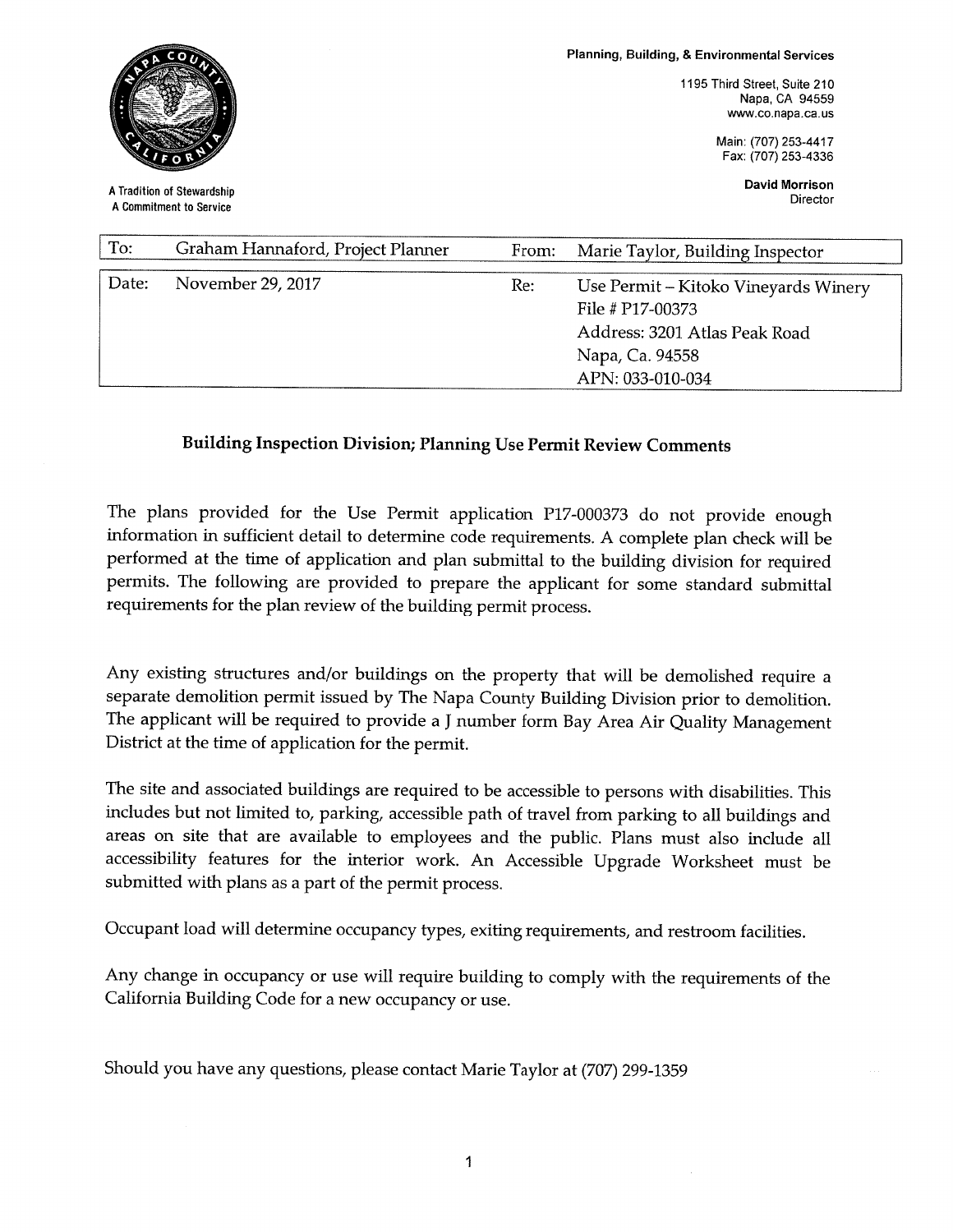Planning, Building, & Environmental Services

1195 Third Street, Suite 210
Napa, CA 94559
www.co.napa.ca.us

Main: (707) 253-4417
Fax: (707) 253-4336

**David Morrison**
Director

A Tradition of Stewardship
A Commitment to Service

| | | | |
|---|---|---|---|
| To: | Graham Hannaford, Project Planner | From: | Marie Taylor, Building Inspector |
| Date: | November 29, 2017 | Re: | Use Permit – Kitoko Vineyards Winery<br>File # P17-00373<br>Address: 3201 Atlas Peak Road<br>Napa, Ca. 94558<br>APN: 033-010-034 |

## Building Inspection Division; Planning Use Permit Review Comments

The plans provided for the Use Permit application P17-000373 do not provide enough information in sufficient detail to determine code requirements. A complete plan check will be performed at the time of application and plan submittal to the building division for required permits. The following are provided to prepare the applicant for some standard submittal requirements for the plan review of the building permit process.

Any existing structures and/or buildings on the property that will be demolished require a separate demolition permit issued by The Napa County Building Division prior to demolition. The applicant will be required to provide a J number form Bay Area Air Quality Management District at the time of application for the permit.

The site and associated buildings are required to be accessible to persons with disabilities. This includes but not limited to, parking, accessible path of travel from parking to all buildings and areas on site that are available to employees and the public. Plans must also include all accessibility features for the interior work. An Accessible Upgrade Worksheet must be submitted with plans as a part of the permit process.

Occupant load will determine occupancy types, exiting requirements, and restroom facilities.

Any change in occupancy or use will require building to comply with the requirements of the California Building Code for a new occupancy or use.

Should you have any questions, please contact Marie Taylor at (707) 299-1359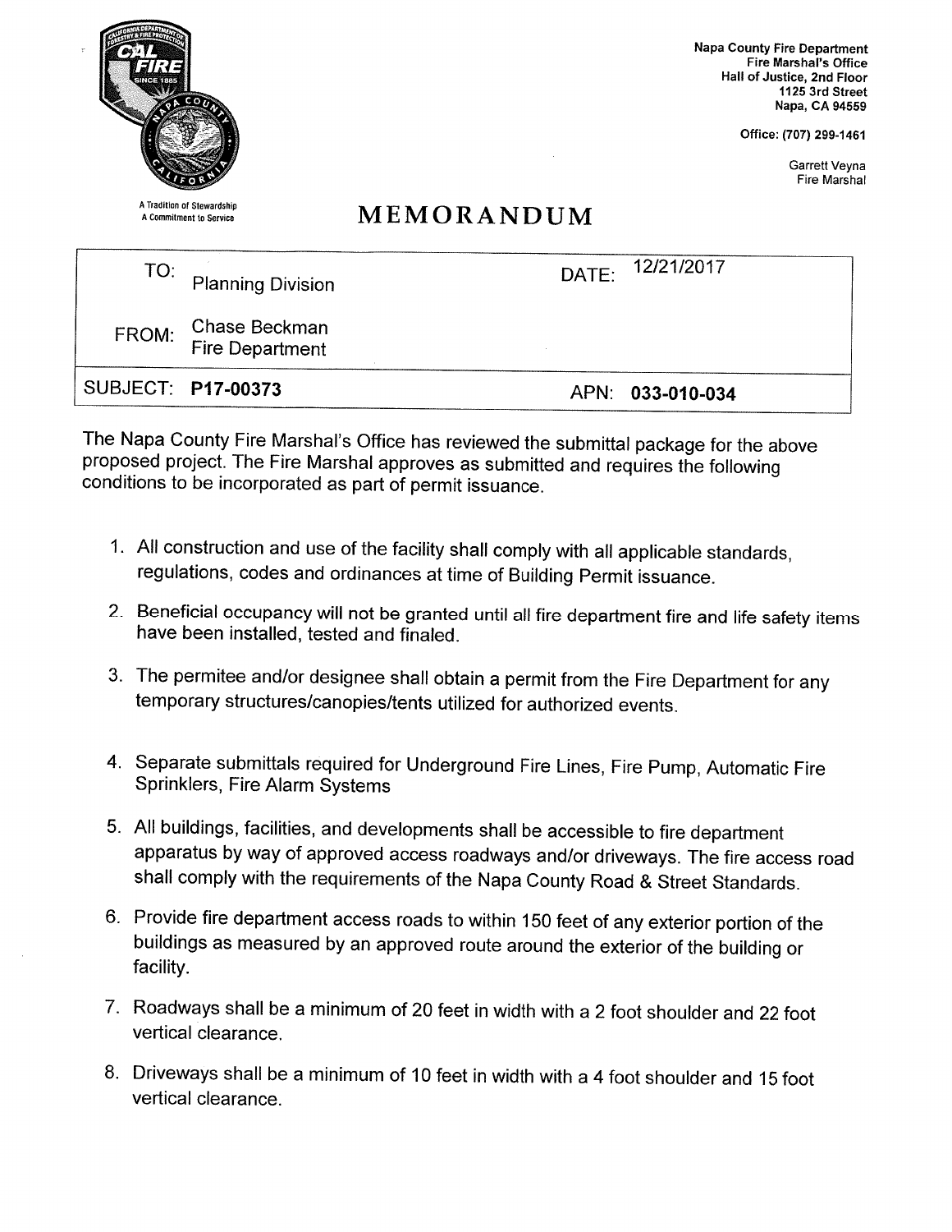Napa County Fire Department
Fire Marshal's Office
Hall of Justice, 2nd Floor
1125 3rd Street
Napa, CA 94559

Office: (707) 299-1461

Garrett Veyna
Fire Marshal

A Tradition of Stewardship
A Commitment to Service

# MEMORANDUM

| | | | |
|---|---|---|---|
| TO: | Planning Division | DATE: | 12/21/2017 |
| FROM: | Chase Beckman<br>Fire Department | | |
| SUBJECT: | **P17-00373** | APN: | **033-010-034** |

The Napa County Fire Marshal's Office has reviewed the submittal package for the above proposed project. The Fire Marshal approves as submitted and requires the following conditions to be incorporated as part of permit issuance.

1. All construction and use of the facility shall comply with all applicable standards, regulations, codes and ordinances at time of Building Permit issuance.
2. Beneficial occupancy will not be granted until all fire department fire and life safety items have been installed, tested and finaled.
3. The permitee and/or designee shall obtain a permit from the Fire Department for any temporary structures/canopies/tents utilized for authorized events.
4. Separate submittals required for Underground Fire Lines, Fire Pump, Automatic Fire Sprinklers, Fire Alarm Systems
5. All buildings, facilities, and developments shall be accessible to fire department apparatus by way of approved access roadways and/or driveways. The fire access road shall comply with the requirements of the Napa County Road & Street Standards.
6. Provide fire department access roads to within 150 feet of any exterior portion of the buildings as measured by an approved route around the exterior of the building or facility.
7. Roadways shall be a minimum of 20 feet in width with a 2 foot shoulder and 22 foot vertical clearance.
8. Driveways shall be a minimum of 10 feet in width with a 4 foot shoulder and 15 foot vertical clearance.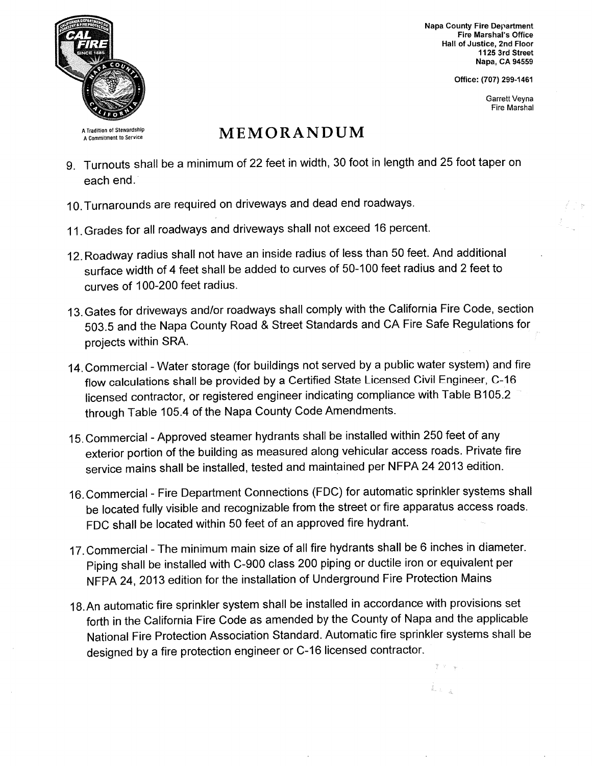Napa County Fire Department
Fire Marshal's Office
Hall of Justice, 2nd Floor
1125 3rd Street
Napa, CA 94559

Office: (707) 299-1461

Garrett Veyna
Fire Marshal

A Tradition of Stewardship
A Commitment to Service

# MEMORANDUM

9. Turnouts shall be a minimum of 22 feet in width, 30 foot in length and 25 foot taper on each end.
10. Turnarounds are required on driveways and dead end roadways.
11. Grades for all roadways and driveways shall not exceed 16 percent.
12. Roadway radius shall not have an inside radius of less than 50 feet. And additional surface width of 4 feet shall be added to curves of 50-100 feet radius and 2 feet to curves of 100-200 feet radius.
13. Gates for driveways and/or roadways shall comply with the California Fire Code, section 503.5 and the Napa County Road & Street Standards and CA Fire Safe Regulations for projects within SRA.
14. Commercial - Water storage (for buildings not served by a public water system) and fire flow calculations shall be provided by a Certified State Licensed Civil Engineer, C-16 licensed contractor, or registered engineer indicating compliance with Table B105.2 through Table 105.4 of the Napa County Code Amendments.
15. Commercial - Approved steamer hydrants shall be installed within 250 feet of any exterior portion of the building as measured along vehicular access roads. Private fire service mains shall be installed, tested and maintained per NFPA 24 2013 edition.
16. Commercial - Fire Department Connections (FDC) for automatic sprinkler systems shall be located fully visible and recognizable from the street or fire apparatus access roads. FDC shall be located within 50 feet of an approved fire hydrant.
17. Commercial - The minimum main size of all fire hydrants shall be 6 inches in diameter. Piping shall be installed with C-900 class 200 piping or ductile iron or equivalent per NFPA 24, 2013 edition for the installation of Underground Fire Protection Mains
18. An automatic fire sprinkler system shall be installed in accordance with provisions set forth in the California Fire Code as amended by the County of Napa and the applicable National Fire Protection Association Standard. Automatic fire sprinkler systems shall be designed by a fire protection engineer or C-16 licensed contractor.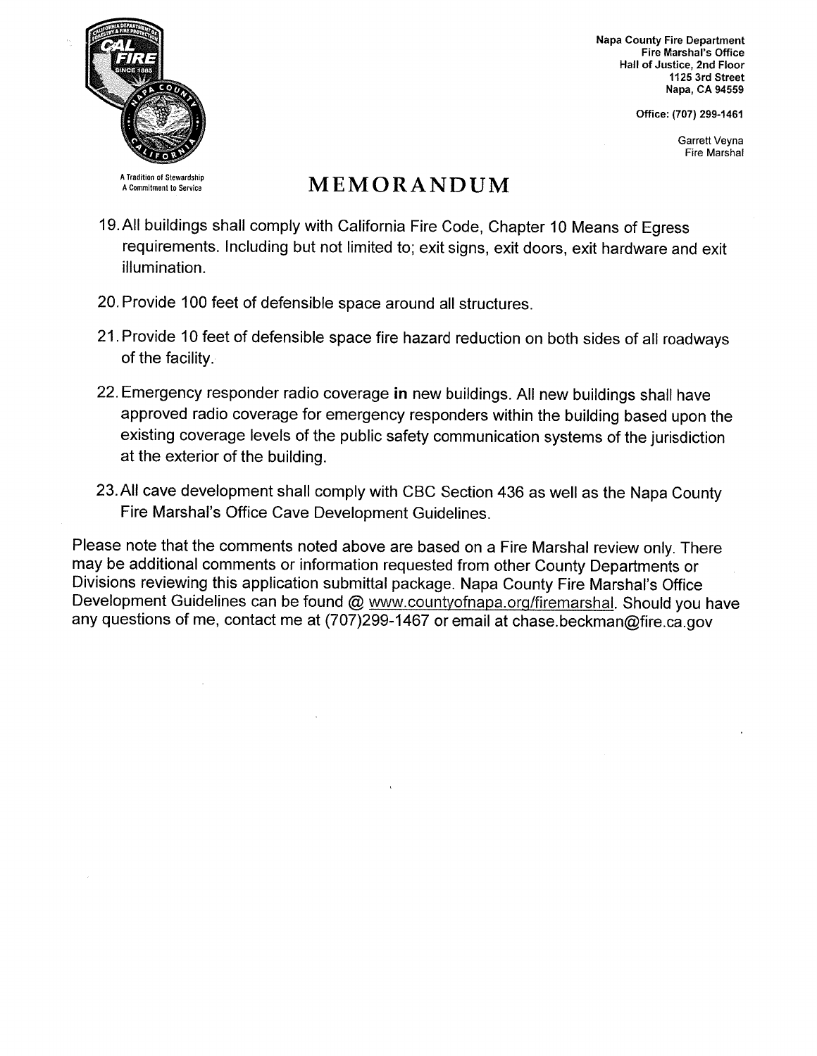Napa County Fire Department
Fire Marshal's Office
Hall of Justice, 2nd Floor
1125 3rd Street
Napa, CA 94559

Office: (707) 299-1461

Garrett Veyna
Fire Marshal

A Tradition of Stewardship
A Commitment to Service

# MEMORANDUM

19. All buildings shall comply with California Fire Code, Chapter 10 Means of Egress requirements. Including but not limited to; exit signs, exit doors, exit hardware and exit illumination.

20. Provide 100 feet of defensible space around all structures.

21. Provide 10 feet of defensible space fire hazard reduction on both sides of all roadways of the facility.

22. Emergency responder radio coverage **in** new buildings. All new buildings shall have approved radio coverage for emergency responders within the building based upon the existing coverage levels of the public safety communication systems of the jurisdiction at the exterior of the building.

23. All cave development shall comply with CBC Section 436 as well as the Napa County Fire Marshal's Office Cave Development Guidelines.

Please note that the comments noted above are based on a Fire Marshal review only. There may be additional comments or information requested from other County Departments or Divisions reviewing this application submittal package. Napa County Fire Marshal's Office Development Guidelines can be found @ www.countyofnapa.org/firemarshal. Should you have any questions of me, contact me at (707)299-1467 or email at chase.beckman@fire.ca.gov